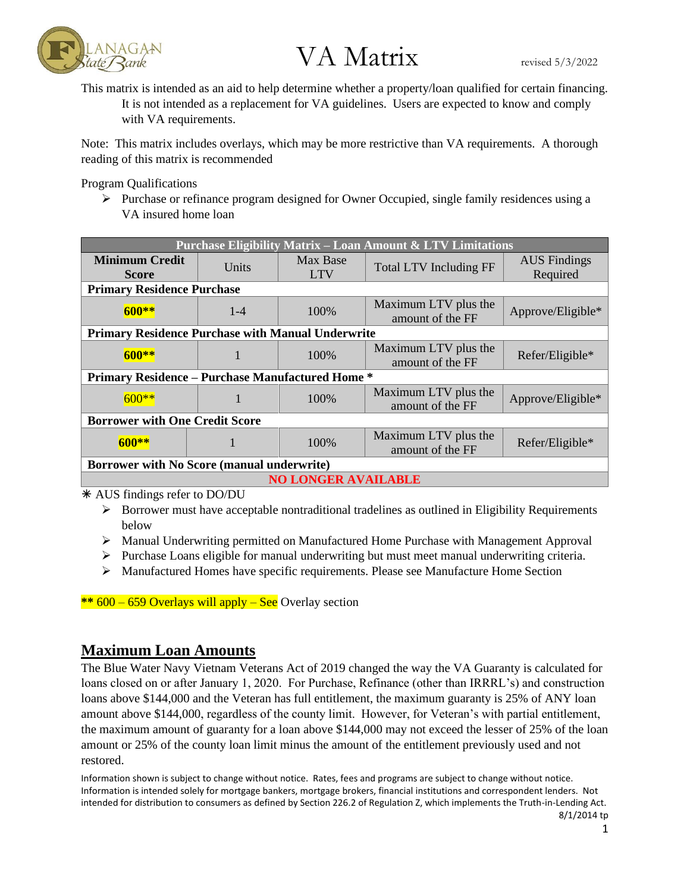# VA Matrix

revised 5/3/2022

This matrix is intended as an aid to help determine whether a property/loan qualified for certain financing. It is not intended as a replacement for VA guidelines. Users are expected to know and comply with VA requirements.

Note: This matrix includes overlays, which may be more restrictive than VA requirements. A thorough reading of this matrix is recommended

Program Qualifications

- Purchase or refinance program designed for Owner Occupied, single family residences using a VA insured home loan

| Purchase Eligibility Matrix – Loan Amount & LTV Limitations | | | | |
|---|---|---|---|---|
| **Minimum Credit Score** | Units | Max Base LTV | Total LTV Including FF | AUS Findings Required |
| **Primary Residence Purchase** | | | | |
| **600**** | 1-4 | 100% | Maximum LTV plus the amount of the FF | Approve/Eligible* |
| **Primary Residence Purchase with Manual Underwrite** | | | | |
| **600**** | 1 | 100% | Maximum LTV plus the amount of the FF | Refer/Eligible* |
| **Primary Residence – Purchase Manufactured Home *** | | | | |
| 600** | 1 | 100% | Maximum LTV plus the amount of the FF | Approve/Eligible* |
| **Borrower with One Credit Score** | | | | |
| **600**** | 1 | 100% | Maximum LTV plus the amount of the FF | Refer/Eligible* |
| **Borrower with No Score (manual underwrite)** | | | | |
| **NO LONGER AVAILABLE** | | | | |

✳ AUS findings refer to DO/DU

- Borrower must have acceptable nontraditional tradelines as outlined in Eligibility Requirements below
- Manual Underwriting permitted on Manufactured Home Purchase with Management Approval
- Purchase Loans eligible for manual underwriting but must meet manual underwriting criteria.
- Manufactured Homes have specific requirements. Please see Manufacture Home Section

**** 600 – 659 Overlays will apply – See Overlay section

## Maximum Loan Amounts

The Blue Water Navy Vietnam Veterans Act of 2019 changed the way the VA Guaranty is calculated for loans closed on or after January 1, 2020. For Purchase, Refinance (other than IRRRL's) and construction loans above $144,000 and the Veteran has full entitlement, the maximum guaranty is 25% of ANY loan amount above $144,000, regardless of the county limit. However, for Veteran's with partial entitlement, the maximum amount of guaranty for a loan above $144,000 may not exceed the lesser of 25% of the loan amount or 25% of the county loan limit minus the amount of the entitlement previously used and not restored.

Information shown is subject to change without notice. Rates, fees and programs are subject to change without notice. Information is intended solely for mortgage bankers, mortgage brokers, financial institutions and correspondent lenders. Not intended for distribution to consumers as defined by Section 226.2 of Regulation Z, which implements the Truth-in-Lending Act.
8/1/2014 tp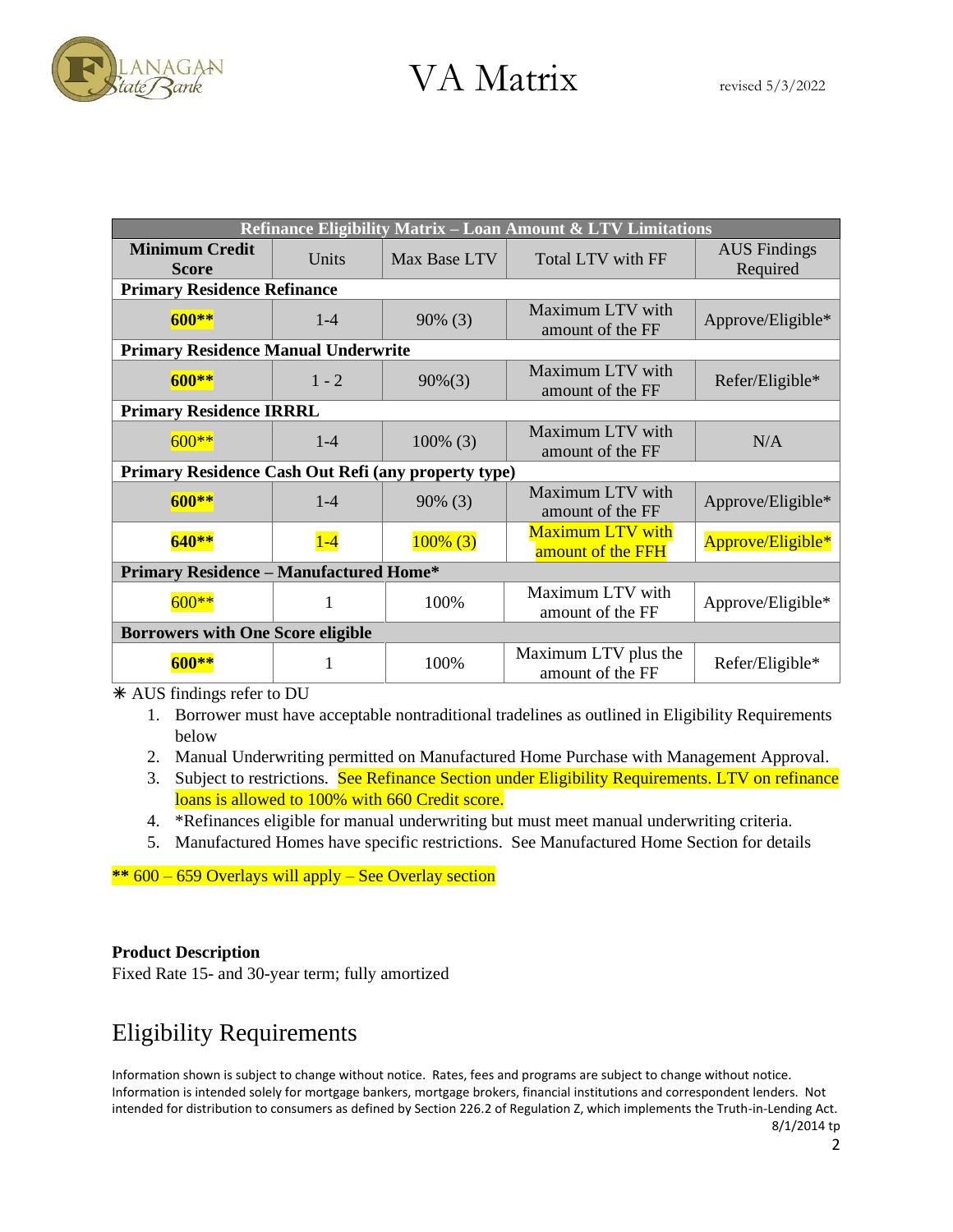# VA Matrix

revised 5/3/2022

| Refinance Eligibility Matrix – Loan Amount & LTV Limitations | | | | |
|---|---|---|---|---|
| **Minimum Credit Score** | Units | Max Base LTV | Total LTV with FF | AUS Findings Required |
| **Primary Residence Refinance** | | | | |
| **600**** | 1-4 | 90% (3) | Maximum LTV with amount of the FF | Approve/Eligible* |
| **Primary Residence Manual Underwrite** | | | | |
| **600**** | 1 - 2 | 90%(3) | Maximum LTV with amount of the FF | Refer/Eligible* |
| **Primary Residence IRRRL** | | | | |
| 600** | 1-4 | 100% (3) | Maximum LTV with amount of the FF | N/A |
| **Primary Residence Cash Out Refi (any property type)** | | | | |
| **600**** | 1-4 | 90% (3) | Maximum LTV with amount of the FF | Approve/Eligible* |
| **640**** | 1-4 | 100% (3) | Maximum LTV with amount of the FFH | Approve/Eligible* |
| **Primary Residence – Manufactured Home*** | | | | |
| 600** | 1 | 100% | Maximum LTV with amount of the FF | Approve/Eligible* |
| **Borrowers with One Score eligible** | | | | |
| **600**** | 1 | 100% | Maximum LTV plus the amount of the FF | Refer/Eligible* |

✳ AUS findings refer to DU

1. Borrower must have acceptable nontraditional tradelines as outlined in Eligibility Requirements below
2. Manual Underwriting permitted on Manufactured Home Purchase with Management Approval.
3. Subject to restrictions. See Refinance Section under Eligibility Requirements. LTV on refinance loans is allowed to 100% with 660 Credit score.
4. *Refinances eligible for manual underwriting but must meet manual underwriting criteria.
5. Manufactured Homes have specific restrictions. See Manufactured Home Section for details

**** 600 – 659 Overlays will apply – See Overlay section

**Product Description**

Fixed Rate 15- and 30-year term; fully amortized

## Eligibility Requirements

Information shown is subject to change without notice. Rates, fees and programs are subject to change without notice. Information is intended solely for mortgage bankers, mortgage brokers, financial institutions and correspondent lenders. Not intended for distribution to consumers as defined by Section 226.2 of Regulation Z, which implements the Truth-in-Lending Act.

8/1/2014 tp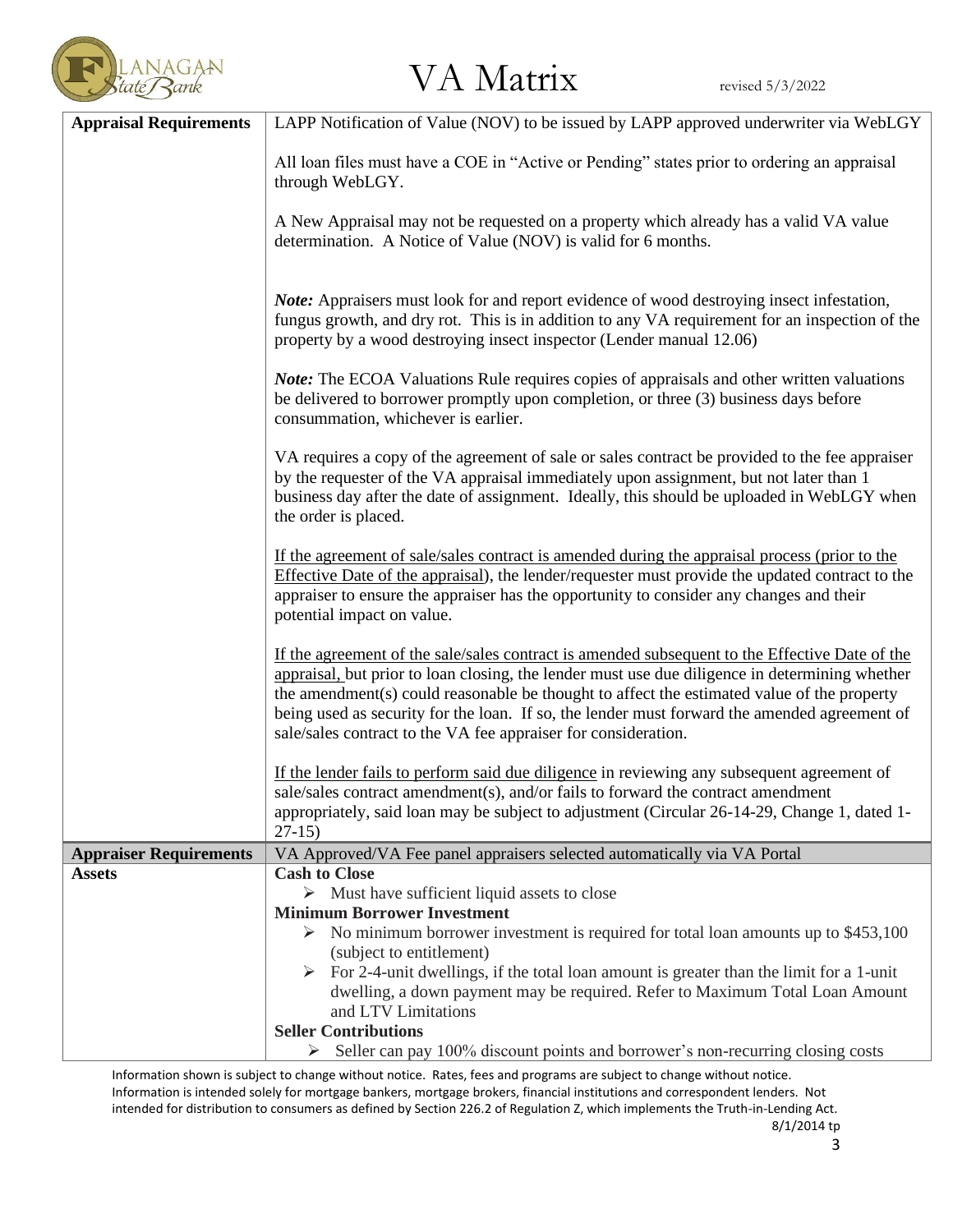# VA Matrix

revised 5/3/2022

| | |
|---|---|
| **Appraisal Requirements** | LAPP Notification of Value (NOV) to be issued by LAPP approved underwriter via WebLGY<br><br>All loan files must have a COE in "Active or Pending" states prior to ordering an appraisal through WebLGY.<br><br>A New Appraisal may not be requested on a property which already has a valid VA value determination. A Notice of Value (NOV) is valid for 6 months.<br><br>***Note:*** Appraisers must look for and report evidence of wood destroying insect infestation, fungus growth, and dry rot. This is in addition to any VA requirement for an inspection of the property by a wood destroying insect inspector (Lender manual 12.06)<br><br>***Note:*** The ECOA Valuations Rule requires copies of appraisals and other written valuations be delivered to borrower promptly upon completion, or three (3) business days before consummation, whichever is earlier.<br><br>VA requires a copy of the agreement of sale or sales contract be provided to the fee appraiser by the requester of the VA appraisal immediately upon assignment, but not later than 1 business day after the date of assignment. Ideally, this should be uploaded in WebLGY when the order is placed.<br><br><u>If the agreement of sale/sales contract is amended during the appraisal process (prior to the Effective Date of the appraisal)</u>, the lender/requester must provide the updated contract to the appraiser to ensure the appraiser has the opportunity to consider any changes and their potential impact on value.<br><br><u>If the agreement of the sale/sales contract is amended subsequent to the Effective Date of the appraisal,</u> but prior to loan closing, the lender must use due diligence in determining whether the amendment(s) could reasonable be thought to affect the estimated value of the property being used as security for the loan. If so, the lender must forward the amended agreement of sale/sales contract to the VA fee appraiser for consideration.<br><br><u>If the lender fails to perform said due diligence</u> in reviewing any subsequent agreement of sale/sales contract amendment(s), and/or fails to forward the contract amendment appropriately, said loan may be subject to adjustment (Circular 26-14-29, Change 1, dated 1-27-15) |
| **Appraiser Requirements** | VA Approved/VA Fee panel appraisers selected automatically via VA Portal |
| **Assets** | **Cash to Close**<br>➢ Must have sufficient liquid assets to close<br>**Minimum Borrower Investment**<br>➢ No minimum borrower investment is required for total loan amounts up to $453,100 (subject to entitlement)<br>➢ For 2-4-unit dwellings, if the total loan amount is greater than the limit for a 1-unit dwelling, a down payment may be required. Refer to Maximum Total Loan Amount and LTV Limitations<br>**Seller Contributions**<br>➢ Seller can pay 100% discount points and borrower's non-recurring closing costs |

Information shown is subject to change without notice. Rates, fees and programs are subject to change without notice. Information is intended solely for mortgage bankers, mortgage brokers, financial institutions and correspondent lenders. Not intended for distribution to consumers as defined by Section 226.2 of Regulation Z, which implements the Truth-in-Lending Act.

8/1/2014 tp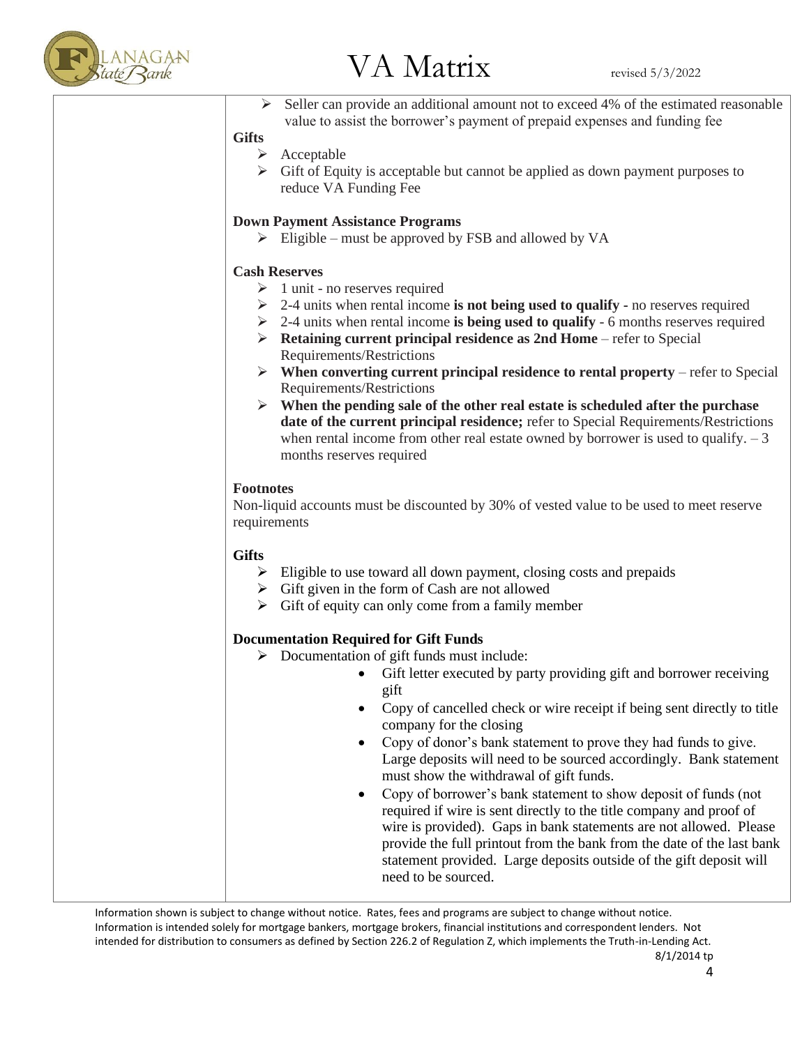- Seller can provide an additional amount not to exceed 4% of the estimated reasonable value to assist the borrower's payment of prepaid expenses and funding fee

**Gifts**

- Acceptable
- Gift of Equity is acceptable but cannot be applied as down payment purposes to reduce VA Funding Fee

**Down Payment Assistance Programs**

- Eligible – must be approved by FSB and allowed by VA

**Cash Reserves**

- 1 unit - no reserves required
- 2-4 units when rental income **is not being used to qualify -** no reserves required
- 2-4 units when rental income **is being used to qualify** - 6 months reserves required
- **Retaining current principal residence as 2nd Home** – refer to Special Requirements/Restrictions
- **When converting current principal residence to rental property** – refer to Special Requirements/Restrictions
- **When the pending sale of the other real estate is scheduled after the purchase date of the current principal residence;** refer to Special Requirements/Restrictions when rental income from other real estate owned by borrower is used to qualify. – 3 months reserves required

**Footnotes**

Non-liquid accounts must be discounted by 30% of vested value to be used to meet reserve requirements

**Gifts**

- Eligible to use toward all down payment, closing costs and prepaids
- Gift given in the form of Cash are not allowed
- Gift of equity can only come from a family member

**Documentation Required for Gift Funds**

- Documentation of gift funds must include:
  - Gift letter executed by party providing gift and borrower receiving gift
  - Copy of cancelled check or wire receipt if being sent directly to title company for the closing
  - Copy of donor's bank statement to prove they had funds to give. Large deposits will need to be sourced accordingly. Bank statement must show the withdrawal of gift funds.
  - Copy of borrower's bank statement to show deposit of funds (not required if wire is sent directly to the title company and proof of wire is provided). Gaps in bank statements are not allowed. Please provide the full printout from the bank from the date of the last bank statement provided. Large deposits outside of the gift deposit will need to be sourced.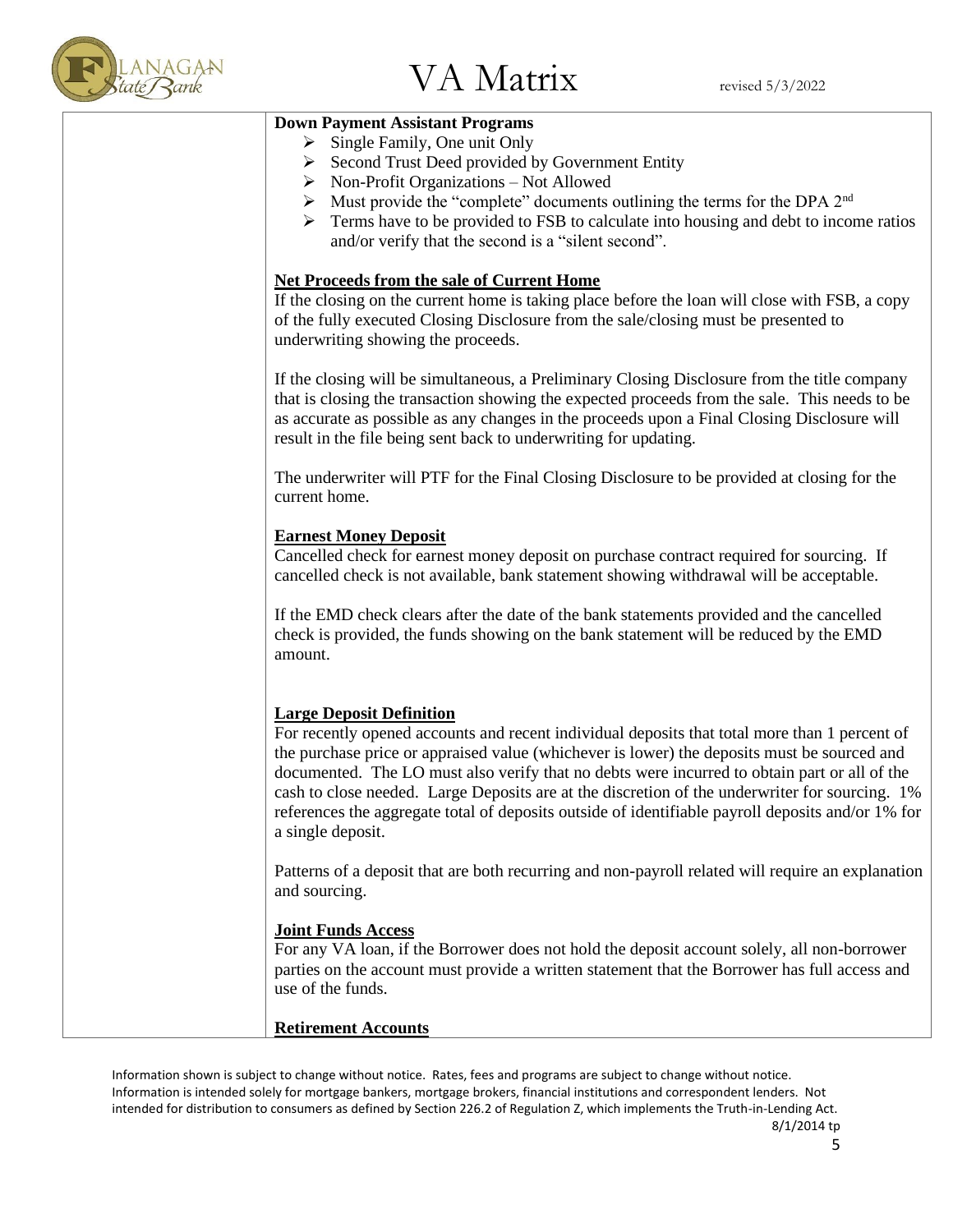**Down Payment Assistant Programs**

- Single Family, One unit Only
- Second Trust Deed provided by Government Entity
- Non-Profit Organizations – Not Allowed
- Must provide the "complete" documents outlining the terms for the DPA 2nd
- Terms have to be provided to FSB to calculate into housing and debt to income ratios and/or verify that the second is a "silent second".

**Net Proceeds from the sale of Current Home**

If the closing on the current home is taking place before the loan will close with FSB, a copy of the fully executed Closing Disclosure from the sale/closing must be presented to underwriting showing the proceeds.

If the closing will be simultaneous, a Preliminary Closing Disclosure from the title company that is closing the transaction showing the expected proceeds from the sale. This needs to be as accurate as possible as any changes in the proceeds upon a Final Closing Disclosure will result in the file being sent back to underwriting for updating.

The underwriter will PTF for the Final Closing Disclosure to be provided at closing for the current home.

**Earnest Money Deposit**

Cancelled check for earnest money deposit on purchase contract required for sourcing. If cancelled check is not available, bank statement showing withdrawal will be acceptable.

If the EMD check clears after the date of the bank statements provided and the cancelled check is provided, the funds showing on the bank statement will be reduced by the EMD amount.

**Large Deposit Definition**

For recently opened accounts and recent individual deposits that total more than 1 percent of the purchase price or appraised value (whichever is lower) the deposits must be sourced and documented. The LO must also verify that no debts were incurred to obtain part or all of the cash to close needed. Large Deposits are at the discretion of the underwriter for sourcing. 1% references the aggregate total of deposits outside of identifiable payroll deposits and/or 1% for a single deposit.

Patterns of a deposit that are both recurring and non-payroll related will require an explanation and sourcing.

**Joint Funds Access**

For any VA loan, if the Borrower does not hold the deposit account solely, all non-borrower parties on the account must provide a written statement that the Borrower has full access and use of the funds.

**Retirement Accounts**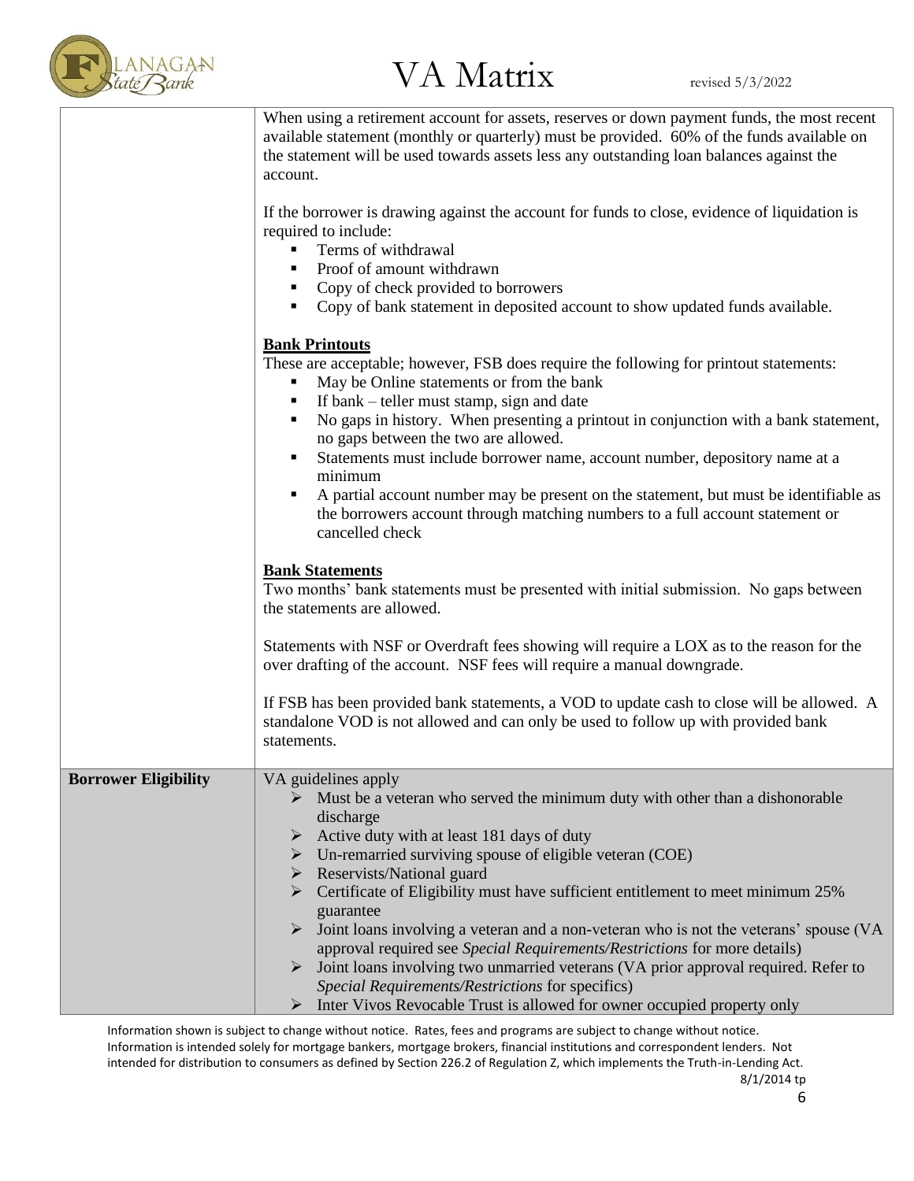| | |
|---|---|
| | When using a retirement account for assets, reserves or down payment funds, the most recent available statement (monthly or quarterly) must be provided. 60% of the funds available on the statement will be used towards assets less any outstanding loan balances against the account.<br><br>If the borrower is drawing against the account for funds to close, evidence of liquidation is required to include:<br>▪ Terms of withdrawal<br>▪ Proof of amount withdrawn<br>▪ Copy of check provided to borrowers<br>▪ Copy of bank statement in deposited account to show updated funds available.<br><br>**Bank Printouts**<br>These are acceptable; however, FSB does require the following for printout statements:<br>▪ May be Online statements or from the bank<br>▪ If bank – teller must stamp, sign and date<br>▪ No gaps in history. When presenting a printout in conjunction with a bank statement, no gaps between the two are allowed.<br>▪ Statements must include borrower name, account number, depository name at a minimum<br>▪ A partial account number may be present on the statement, but must be identifiable as the borrowers account through matching numbers to a full account statement or cancelled check<br><br>**Bank Statements**<br>Two months' bank statements must be presented with initial submission. No gaps between the statements are allowed.<br><br>Statements with NSF or Overdraft fees showing will require a LOX as to the reason for the over drafting of the account. NSF fees will require a manual downgrade.<br><br>If FSB has been provided bank statements, a VOD to update cash to close will be allowed. A standalone VOD is not allowed and can only be used to follow up with provided bank statements. |
| **Borrower Eligibility** | VA guidelines apply<br>➢ Must be a veteran who served the minimum duty with other than a dishonorable discharge<br>➢ Active duty with at least 181 days of duty<br>➢ Un-remarried surviving spouse of eligible veteran (COE)<br>➢ Reservists/National guard<br>➢ Certificate of Eligibility must have sufficient entitlement to meet minimum 25% guarantee<br>➢ Joint loans involving a veteran and a non-veteran who is not the veterans' spouse (VA approval required see *Special Requirements/Restrictions* for more details)<br>➢ Joint loans involving two unmarried veterans (VA prior approval required. Refer to *Special Requirements/Restrictions* for specifics)<br>➢ Inter Vivos Revocable Trust is allowed for owner occupied property only |

Information shown is subject to change without notice. Rates, fees and programs are subject to change without notice. Information is intended solely for mortgage bankers, mortgage brokers, financial institutions and correspondent lenders. Not intended for distribution to consumers as defined by Section 226.2 of Regulation Z, which implements the Truth-in-Lending Act.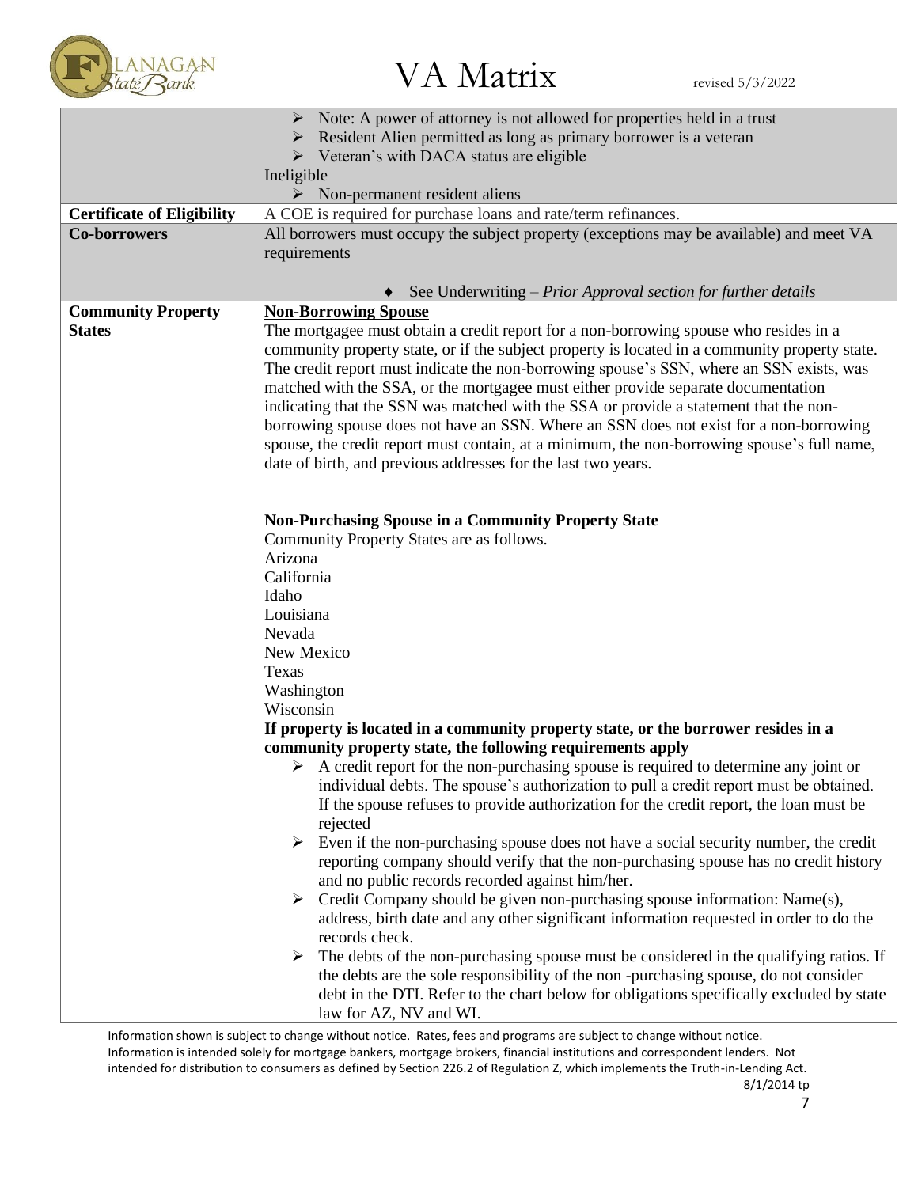| | |
|---|---|
| | ➢ Note: A power of attorney is not allowed for properties held in a trust<br>➢ Resident Alien permitted as long as primary borrower is a veteran<br>➢ Veteran's with DACA status are eligible<br>Ineligible<br>➢ Non-permanent resident aliens |
| **Certificate of Eligibility** | A COE is required for purchase loans and rate/term refinances. |
| **Co-borrowers** | All borrowers must occupy the subject property (exceptions may be available) and meet VA requirements<br><br>♦ See Underwriting – *Prior Approval section for further details* |
| **Community Property States** | **Non-Borrowing Spouse**<br>The mortgagee must obtain a credit report for a non-borrowing spouse who resides in a community property state, or if the subject property is located in a community property state. The credit report must indicate the non-borrowing spouse's SSN, where an SSN exists, was matched with the SSA, or the mortgagee must either provide separate documentation indicating that the SSN was matched with the SSA or provide a statement that the non-borrowing spouse does not have an SSN. Where an SSN does not exist for a non-borrowing spouse, the credit report must contain, at a minimum, the non-borrowing spouse's full name, date of birth, and previous addresses for the last two years.<br><br>**Non-Purchasing Spouse in a Community Property State**<br>Community Property States are as follows.<br>Arizona<br>California<br>Idaho<br>Louisiana<br>Nevada<br>New Mexico<br>Texas<br>Washington<br>Wisconsin<br>**If property is located in a community property state, or the borrower resides in a community property state, the following requirements apply**<br>➢ A credit report for the non-purchasing spouse is required to determine any joint or individual debts. The spouse's authorization to pull a credit report must be obtained. If the spouse refuses to provide authorization for the credit report, the loan must be rejected<br>➢ Even if the non-purchasing spouse does not have a social security number, the credit reporting company should verify that the non-purchasing spouse has no credit history and no public records recorded against him/her.<br>➢ Credit Company should be given non-purchasing spouse information: Name(s), address, birth date and any other significant information requested in order to do the records check.<br>➢ The debts of the non-purchasing spouse must be considered in the qualifying ratios. If the debts are the sole responsibility of the non -purchasing spouse, do not consider debt in the DTI. Refer to the chart below for obligations specifically excluded by state law for AZ, NV and WI. |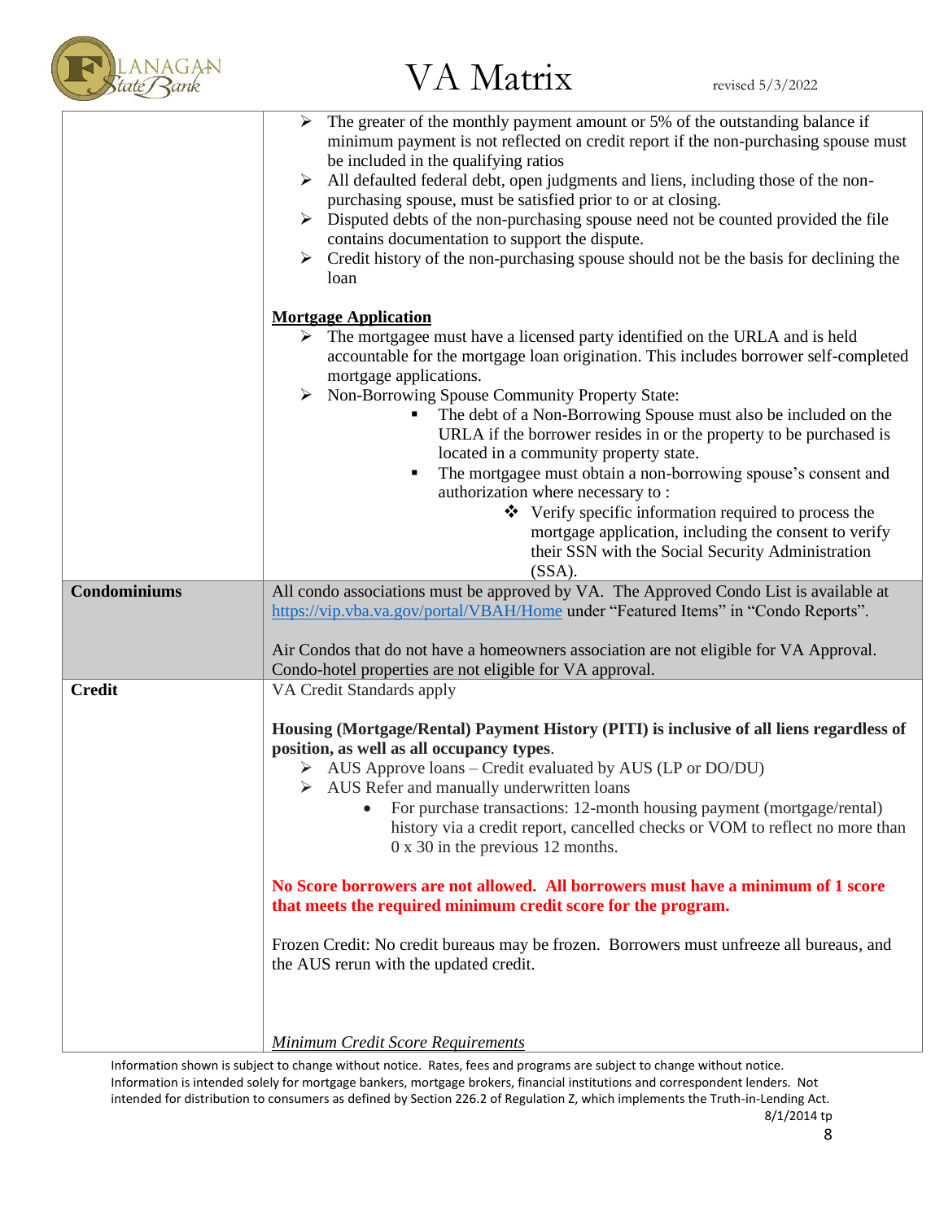| | |
|---|---|
| | ➢ The greater of the monthly payment amount or 5% of the outstanding balance if minimum payment is not reflected on credit report if the non-purchasing spouse must be included in the qualifying ratios<br>➢ All defaulted federal debt, open judgments and liens, including those of the non-purchasing spouse, must be satisfied prior to or at closing.<br>➢ Disputed debts of the non-purchasing spouse need not be counted provided the file contains documentation to support the dispute.<br>➢ Credit history of the non-purchasing spouse should not be the basis for declining the loan<br><br>**<u>Mortgage Application</u>**<br>➢ The mortgagee must have a licensed party identified on the URLA and is held accountable for the mortgage loan origination. This includes borrower self-completed mortgage applications.<br>➢ Non-Borrowing Spouse Community Property State:<br>&nbsp;&nbsp;&nbsp;&nbsp;▪ The debt of a Non-Borrowing Spouse must also be included on the URLA if the borrower resides in or the property to be purchased is located in a community property state.<br>&nbsp;&nbsp;&nbsp;&nbsp;▪ The mortgagee must obtain a non-borrowing spouse's consent and authorization where necessary to :<br>&nbsp;&nbsp;&nbsp;&nbsp;&nbsp;&nbsp;&nbsp;&nbsp;❖ Verify specific information required to process the mortgage application, including the consent to verify their SSN with the Social Security Administration (SSA). |
| **Condominiums** | All condo associations must be approved by VA. The Approved Condo List is available at https://vip.vba.va.gov/portal/VBAH/Home under "Featured Items" in "Condo Reports".<br><br>Air Condos that do not have a homeowners association are not eligible for VA Approval. Condo-hotel properties are not eligible for VA approval. |
| **Credit** | VA Credit Standards apply<br><br>**Housing (Mortgage/Rental) Payment History (PITI) is inclusive of all liens regardless of position, as well as all occupancy types**.<br>➢ AUS Approve loans – Credit evaluated by AUS (LP or DO/DU)<br>➢ AUS Refer and manually underwritten loans<br>&nbsp;&nbsp;&nbsp;&nbsp;• For purchase transactions: 12-month housing payment (mortgage/rental) history via a credit report, cancelled checks or VOM to reflect no more than 0 x 30 in the previous 12 months.<br><br>**No Score borrowers are not allowed. All borrowers must have a minimum of 1 score that meets the required minimum credit score for the program.**<br><br>Frozen Credit: No credit bureaus may be frozen. Borrowers must unfreeze all bureaus, and the AUS rerun with the updated credit.<br><br>*<u>Minimum Credit Score Requirements</u>* |

Information shown is subject to change without notice. Rates, fees and programs are subject to change without notice. Information is intended solely for mortgage bankers, mortgage brokers, financial institutions and correspondent lenders. Not intended for distribution to consumers as defined by Section 226.2 of Regulation Z, which implements the Truth-in-Lending Act.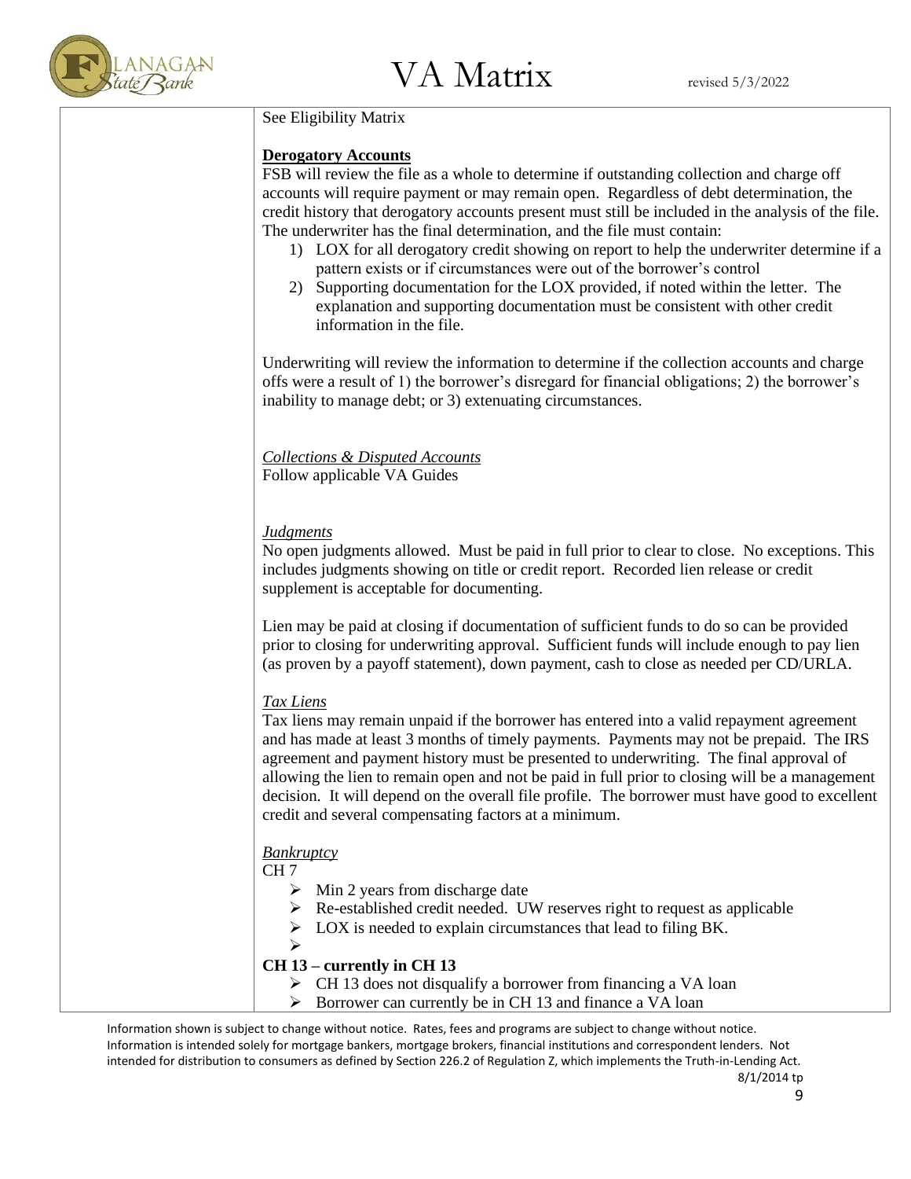See Eligibility Matrix

**Derogatory Accounts**

FSB will review the file as a whole to determine if outstanding collection and charge off accounts will require payment or may remain open. Regardless of debt determination, the credit history that derogatory accounts present must still be included in the analysis of the file. The underwriter has the final determination, and the file must contain:

1) LOX for all derogatory credit showing on report to help the underwriter determine if a pattern exists or if circumstances were out of the borrower's control
2) Supporting documentation for the LOX provided, if noted within the letter. The explanation and supporting documentation must be consistent with other credit information in the file.

Underwriting will review the information to determine if the collection accounts and charge offs were a result of 1) the borrower's disregard for financial obligations; 2) the borrower's inability to manage debt; or 3) extenuating circumstances.

*Collections & Disputed Accounts*

Follow applicable VA Guides

*Judgments*

No open judgments allowed. Must be paid in full prior to clear to close. No exceptions. This includes judgments showing on title or credit report. Recorded lien release or credit supplement is acceptable for documenting.

Lien may be paid at closing if documentation of sufficient funds to do so can be provided prior to closing for underwriting approval. Sufficient funds will include enough to pay lien (as proven by a payoff statement), down payment, cash to close as needed per CD/URLA.

*Tax Liens*

Tax liens may remain unpaid if the borrower has entered into a valid repayment agreement and has made at least 3 months of timely payments. Payments may not be prepaid. The IRS agreement and payment history must be presented to underwriting. The final approval of allowing the lien to remain open and not be paid in full prior to closing will be a management decision. It will depend on the overall file profile. The borrower must have good to excellent credit and several compensating factors at a minimum.

*Bankruptcy*

CH 7

- Min 2 years from discharge date
- Re-established credit needed. UW reserves right to request as applicable
- LOX is needed to explain circumstances that lead to filing BK.

**CH 13 – currently in CH 13**

- CH 13 does not disqualify a borrower from financing a VA loan
- Borrower can currently be in CH 13 and finance a VA loan

Information shown is subject to change without notice. Rates, fees and programs are subject to change without notice. Information is intended solely for mortgage bankers, mortgage brokers, financial institutions and correspondent lenders. Not intended for distribution to consumers as defined by Section 226.2 of Regulation Z, which implements the Truth-in-Lending Act.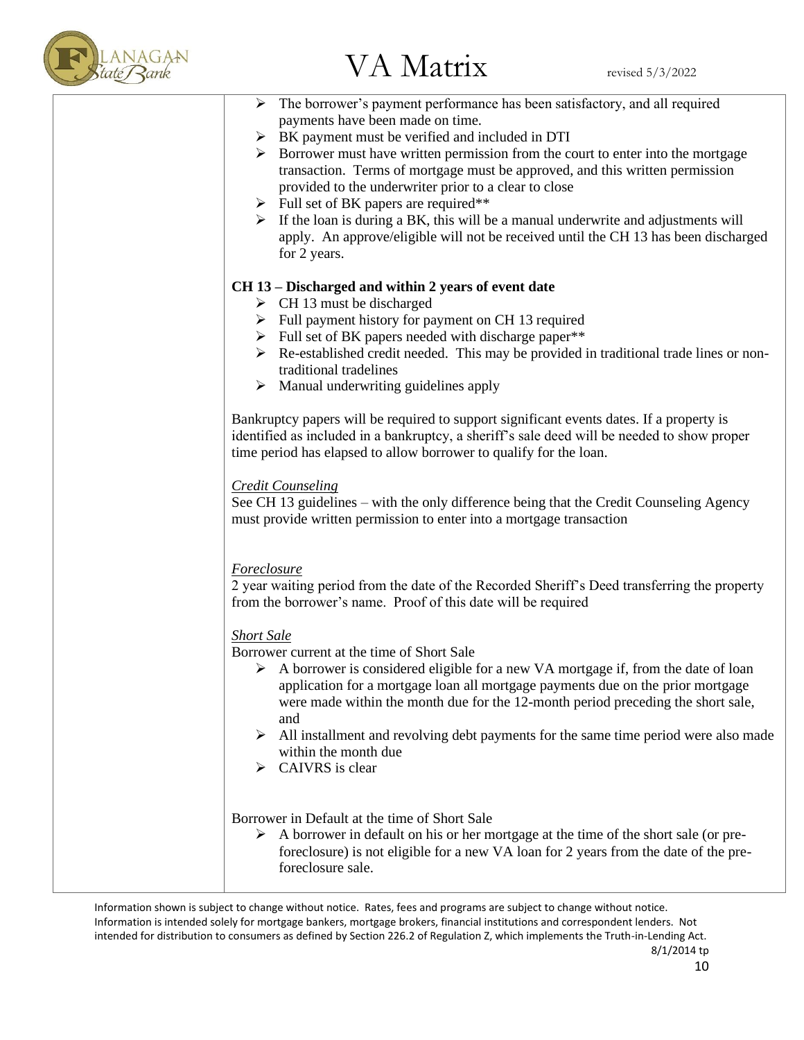- The borrower's payment performance has been satisfactory, and all required payments have been made on time.
- BK payment must be verified and included in DTI
- Borrower must have written permission from the court to enter into the mortgage transaction. Terms of mortgage must be approved, and this written permission provided to the underwriter prior to a clear to close
- Full set of BK papers are required**
- If the loan is during a BK, this will be a manual underwrite and adjustments will apply. An approve/eligible will not be received until the CH 13 has been discharged for 2 years.

**CH 13 – Discharged and within 2 years of event date**

- CH 13 must be discharged
- Full payment history for payment on CH 13 required
- Full set of BK papers needed with discharge paper**
- Re-established credit needed. This may be provided in traditional trade lines or non-traditional tradelines
- Manual underwriting guidelines apply

Bankruptcy papers will be required to support significant events dates. If a property is identified as included in a bankruptcy, a sheriff's sale deed will be needed to show proper time period has elapsed to allow borrower to qualify for the loan.

*Credit Counseling*

See CH 13 guidelines – with the only difference being that the Credit Counseling Agency must provide written permission to enter into a mortgage transaction

*Foreclosure*

2 year waiting period from the date of the Recorded Sheriff's Deed transferring the property from the borrower's name. Proof of this date will be required

*Short Sale*

Borrower current at the time of Short Sale

- A borrower is considered eligible for a new VA mortgage if, from the date of loan application for a mortgage loan all mortgage payments due on the prior mortgage were made within the month due for the 12-month period preceding the short sale, and
- All installment and revolving debt payments for the same time period were also made within the month due
- CAIVRS is clear

Borrower in Default at the time of Short Sale

- A borrower in default on his or her mortgage at the time of the short sale (or pre-foreclosure) is not eligible for a new VA loan for 2 years from the date of the pre-foreclosure sale.

Information shown is subject to change without notice. Rates, fees and programs are subject to change without notice. Information is intended solely for mortgage bankers, mortgage brokers, financial institutions and correspondent lenders. Not intended for distribution to consumers as defined by Section 226.2 of Regulation Z, which implements the Truth-in-Lending Act.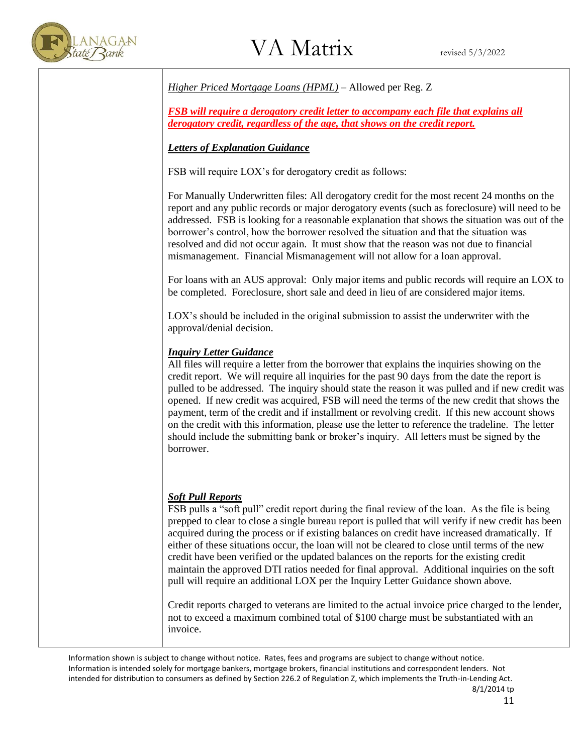*Higher Priced Mortgage Loans (HPML)* – Allowed per Reg. Z

***FSB will require a derogatory credit letter to accompany each file that explains all derogatory credit, regardless of the age, that shows on the credit report.***

***Letters of Explanation Guidance***

FSB will require LOX's for derogatory credit as follows:

For Manually Underwritten files: All derogatory credit for the most recent 24 months on the report and any public records or major derogatory events (such as foreclosure) will need to be addressed. FSB is looking for a reasonable explanation that shows the situation was out of the borrower's control, how the borrower resolved the situation and that the situation was resolved and did not occur again. It must show that the reason was not due to financial mismanagement. Financial Mismanagement will not allow for a loan approval.

For loans with an AUS approval: Only major items and public records will require an LOX to be completed. Foreclosure, short sale and deed in lieu of are considered major items.

LOX's should be included in the original submission to assist the underwriter with the approval/denial decision.

***Inquiry Letter Guidance***

All files will require a letter from the borrower that explains the inquiries showing on the credit report. We will require all inquiries for the past 90 days from the date the report is pulled to be addressed. The inquiry should state the reason it was pulled and if new credit was opened. If new credit was acquired, FSB will need the terms of the new credit that shows the payment, term of the credit and if installment or revolving credit. If this new account shows on the credit with this information, please use the letter to reference the tradeline. The letter should include the submitting bank or broker's inquiry. All letters must be signed by the borrower.

***Soft Pull Reports***

FSB pulls a "soft pull" credit report during the final review of the loan. As the file is being prepped to clear to close a single bureau report is pulled that will verify if new credit has been acquired during the process or if existing balances on credit have increased dramatically. If either of these situations occur, the loan will not be cleared to close until terms of the new credit have been verified or the updated balances on the reports for the existing credit maintain the approved DTI ratios needed for final approval. Additional inquiries on the soft pull will require an additional LOX per the Inquiry Letter Guidance shown above.

Credit reports charged to veterans are limited to the actual invoice price charged to the lender, not to exceed a maximum combined total of $100 charge must be substantiated with an invoice.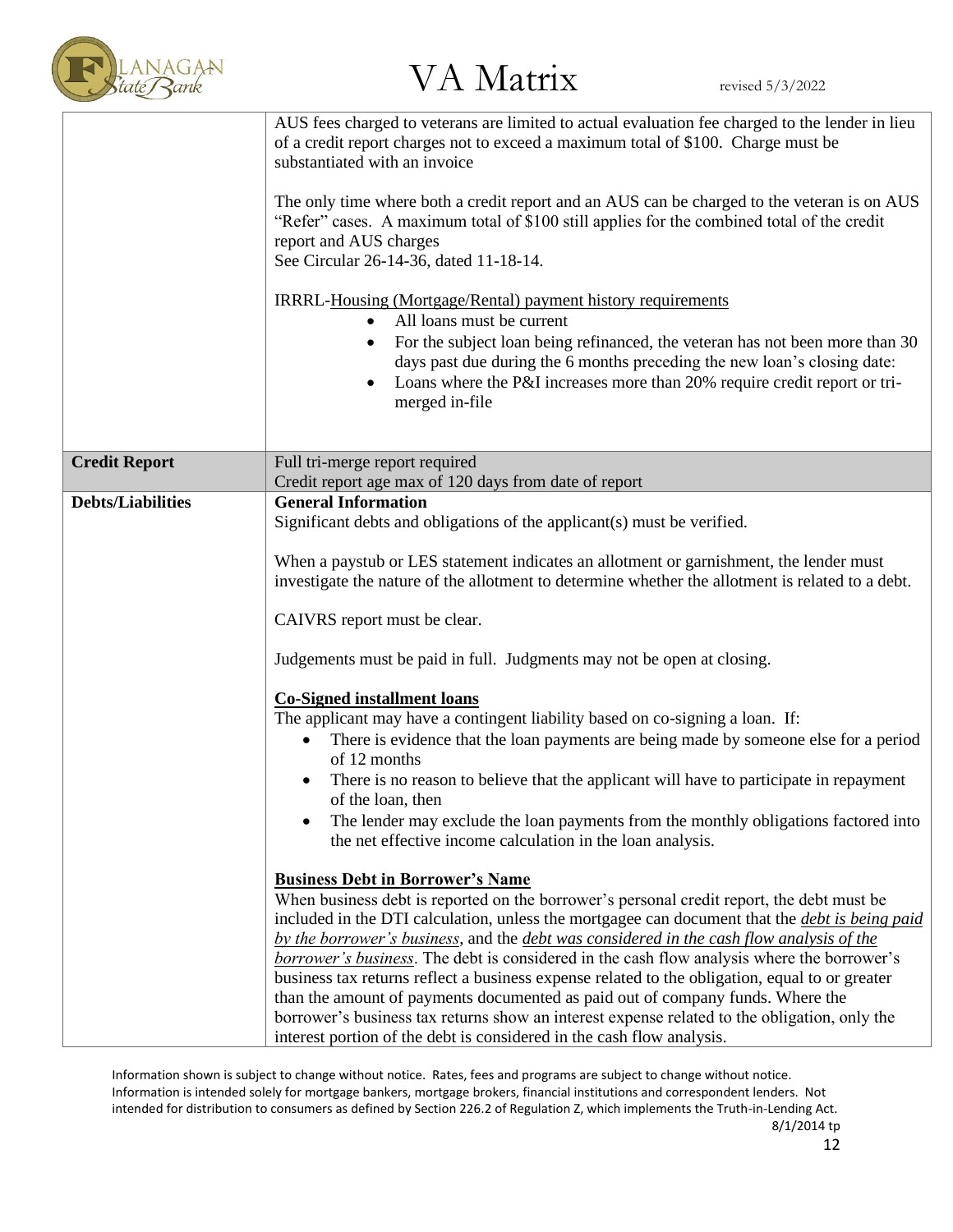| | |
|---|---|
| | AUS fees charged to veterans are limited to actual evaluation fee charged to the lender in lieu of a credit report charges not to exceed a maximum total of $100. Charge must be substantiated with an invoice<br><br>The only time where both a credit report and an AUS can be charged to the veteran is on AUS "Refer" cases. A maximum total of $100 still applies for the combined total of the credit report and AUS charges<br>See Circular 26-14-36, dated 11-18-14.<br><br>IRRRL-<u>Housing (Mortgage/Rental) payment history requirements</u><br>• All loans must be current<br>• For the subject loan being refinanced, the veteran has not been more than 30 days past due during the 6 months preceding the new loan's closing date:<br>• Loans where the P&I increases more than 20% require credit report or tri-merged in-file |
| **Credit Report** | Full tri-merge report required<br>Credit report age max of 120 days from date of report |
| **Debts/Liabilities** | **General Information**<br>Significant debts and obligations of the applicant(s) must be verified.<br><br>When a paystub or LES statement indicates an allotment or garnishment, the lender must investigate the nature of the allotment to determine whether the allotment is related to a debt.<br><br>CAIVRS report must be clear.<br><br>Judgements must be paid in full. Judgments may not be open at closing.<br><br>**<u>Co-Signed installment loans</u>**<br>The applicant may have a contingent liability based on co-signing a loan. If:<br>• There is evidence that the loan payments are being made by someone else for a period of 12 months<br>• There is no reason to believe that the applicant will have to participate in repayment of the loan, then<br>• The lender may exclude the loan payments from the monthly obligations factored into the net effective income calculation in the loan analysis.<br><br>**<u>Business Debt in Borrower's Name</u>**<br>When business debt is reported on the borrower's personal credit report, the debt must be included in the DTI calculation, unless the mortgagee can document that the <u>*debt is being paid by the borrower's business*</u>, and the <u>*debt was considered in the cash flow analysis of the borrower's business*</u>. The debt is considered in the cash flow analysis where the borrower's business tax returns reflect a business expense related to the obligation, equal to or greater than the amount of payments documented as paid out of company funds. Where the borrower's business tax returns show an interest expense related to the obligation, only the interest portion of the debt is considered in the cash flow analysis. |

Information shown is subject to change without notice. Rates, fees and programs are subject to change without notice. Information is intended solely for mortgage bankers, mortgage brokers, financial institutions and correspondent lenders. Not intended for distribution to consumers as defined by Section 226.2 of Regulation Z, which implements the Truth-in-Lending Act.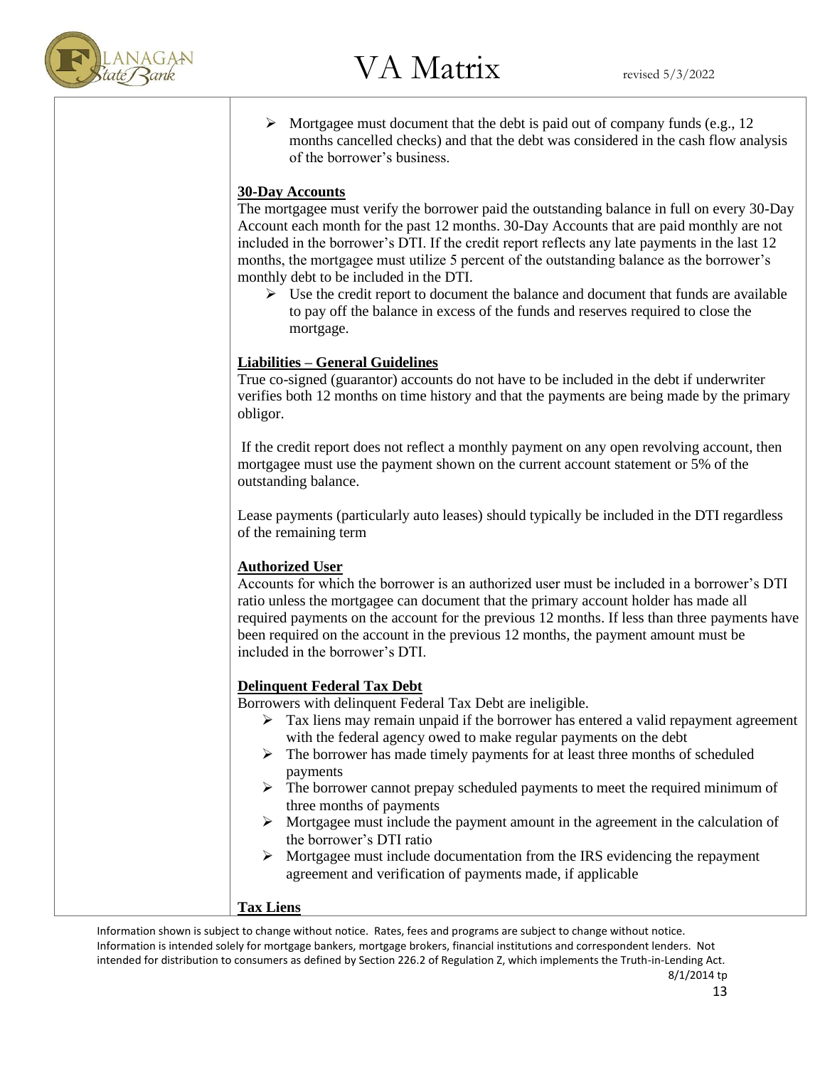- Mortgagee must document that the debt is paid out of company funds (e.g., 12 months cancelled checks) and that the debt was considered in the cash flow analysis of the borrower's business.

**30-Day Accounts**

The mortgagee must verify the borrower paid the outstanding balance in full on every 30-Day Account each month for the past 12 months. 30-Day Accounts that are paid monthly are not included in the borrower's DTI. If the credit report reflects any late payments in the last 12 months, the mortgagee must utilize 5 percent of the outstanding balance as the borrower's monthly debt to be included in the DTI.

- Use the credit report to document the balance and document that funds are available to pay off the balance in excess of the funds and reserves required to close the mortgage.

**Liabilities – General Guidelines**

True co-signed (guarantor) accounts do not have to be included in the debt if underwriter verifies both 12 months on time history and that the payments are being made by the primary obligor.

If the credit report does not reflect a monthly payment on any open revolving account, then mortgagee must use the payment shown on the current account statement or 5% of the outstanding balance.

Lease payments (particularly auto leases) should typically be included in the DTI regardless of the remaining term

**Authorized User**

Accounts for which the borrower is an authorized user must be included in a borrower's DTI ratio unless the mortgagee can document that the primary account holder has made all required payments on the account for the previous 12 months. If less than three payments have been required on the account in the previous 12 months, the payment amount must be included in the borrower's DTI.

**Delinquent Federal Tax Debt**

Borrowers with delinquent Federal Tax Debt are ineligible.

- Tax liens may remain unpaid if the borrower has entered a valid repayment agreement with the federal agency owed to make regular payments on the debt
- The borrower has made timely payments for at least three months of scheduled payments
- The borrower cannot prepay scheduled payments to meet the required minimum of three months of payments
- Mortgagee must include the payment amount in the agreement in the calculation of the borrower's DTI ratio
- Mortgagee must include documentation from the IRS evidencing the repayment agreement and verification of payments made, if applicable

**Tax Liens**

Information shown is subject to change without notice. Rates, fees and programs are subject to change without notice. Information is intended solely for mortgage bankers, mortgage brokers, financial institutions and correspondent lenders. Not intended for distribution to consumers as defined by Section 226.2 of Regulation Z, which implements the Truth-in-Lending Act.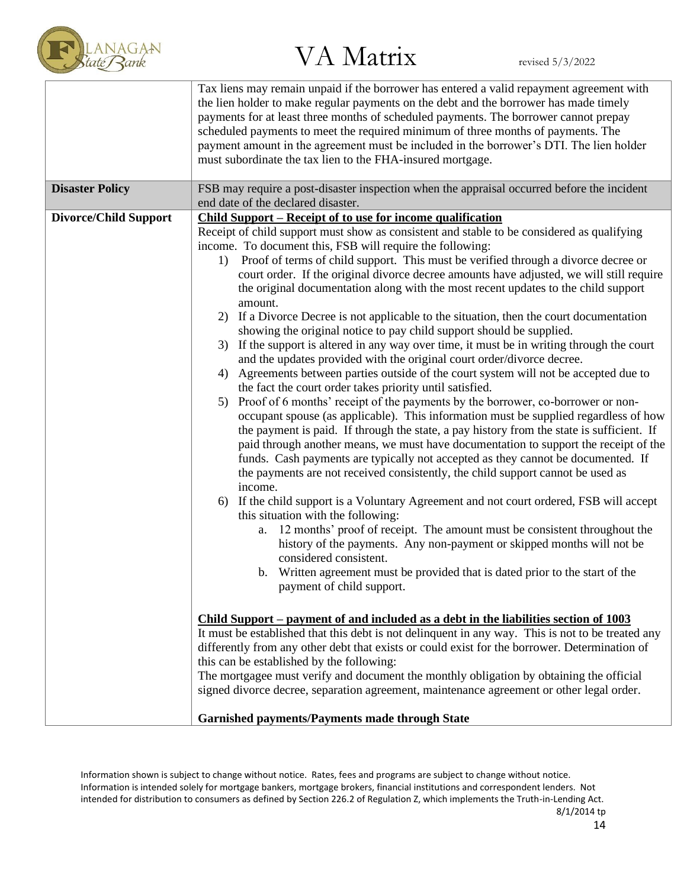| | |
|---|---|
| | Tax liens may remain unpaid if the borrower has entered a valid repayment agreement with the lien holder to make regular payments on the debt and the borrower has made timely payments for at least three months of scheduled payments. The borrower cannot prepay scheduled payments to meet the required minimum of three months of payments. The payment amount in the agreement must be included in the borrower's DTI. The lien holder must subordinate the tax lien to the FHA-insured mortgage. |
| **Disaster Policy** | FSB may require a post-disaster inspection when the appraisal occurred before the incident end date of the declared disaster. |
| **Divorce/Child Support** | **<u>Child Support – Receipt of to use for income qualification</u>**<br>Receipt of child support must show as consistent and stable to be considered as qualifying income. To document this, FSB will require the following:<br>1) Proof of terms of child support. This must be verified through a divorce decree or court order. If the original divorce decree amounts have adjusted, we will still require the original documentation along with the most recent updates to the child support amount.<br>2) If a Divorce Decree is not applicable to the situation, then the court documentation showing the original notice to pay child support should be supplied.<br>3) If the support is altered in any way over time, it must be in writing through the court and the updates provided with the original court order/divorce decree.<br>4) Agreements between parties outside of the court system will not be accepted due to the fact the court order takes priority until satisfied.<br>5) Proof of 6 months' receipt of the payments by the borrower, co-borrower or non-occupant spouse (as applicable). This information must be supplied regardless of how the payment is paid. If through the state, a pay history from the state is sufficient. If paid through another means, we must have documentation to support the receipt of the funds. Cash payments are typically not accepted as they cannot be documented. If the payments are not received consistently, the child support cannot be used as income.<br>6) If the child support is a Voluntary Agreement and not court ordered, FSB will accept this situation with the following:<br>&nbsp;&nbsp;&nbsp;&nbsp;a. 12 months' proof of receipt. The amount must be consistent throughout the history of the payments. Any non-payment or skipped months will not be considered consistent.<br>&nbsp;&nbsp;&nbsp;&nbsp;b. Written agreement must be provided that is dated prior to the start of the payment of child support.<br><br>**<u>Child Support – payment of and included as a debt in the liabilities section of 1003</u>**<br>It must be established that this debt is not delinquent in any way. This is not to be treated any differently from any other debt that exists or could exist for the borrower. Determination of this can be established by the following:<br>The mortgagee must verify and document the monthly obligation by obtaining the official signed divorce decree, separation agreement, maintenance agreement or other legal order.<br><br>**Garnished payments/Payments made through State** |

Information shown is subject to change without notice. Rates, fees and programs are subject to change without notice. Information is intended solely for mortgage bankers, mortgage brokers, financial institutions and correspondent lenders. Not intended for distribution to consumers as defined by Section 226.2 of Regulation Z, which implements the Truth-in-Lending Act.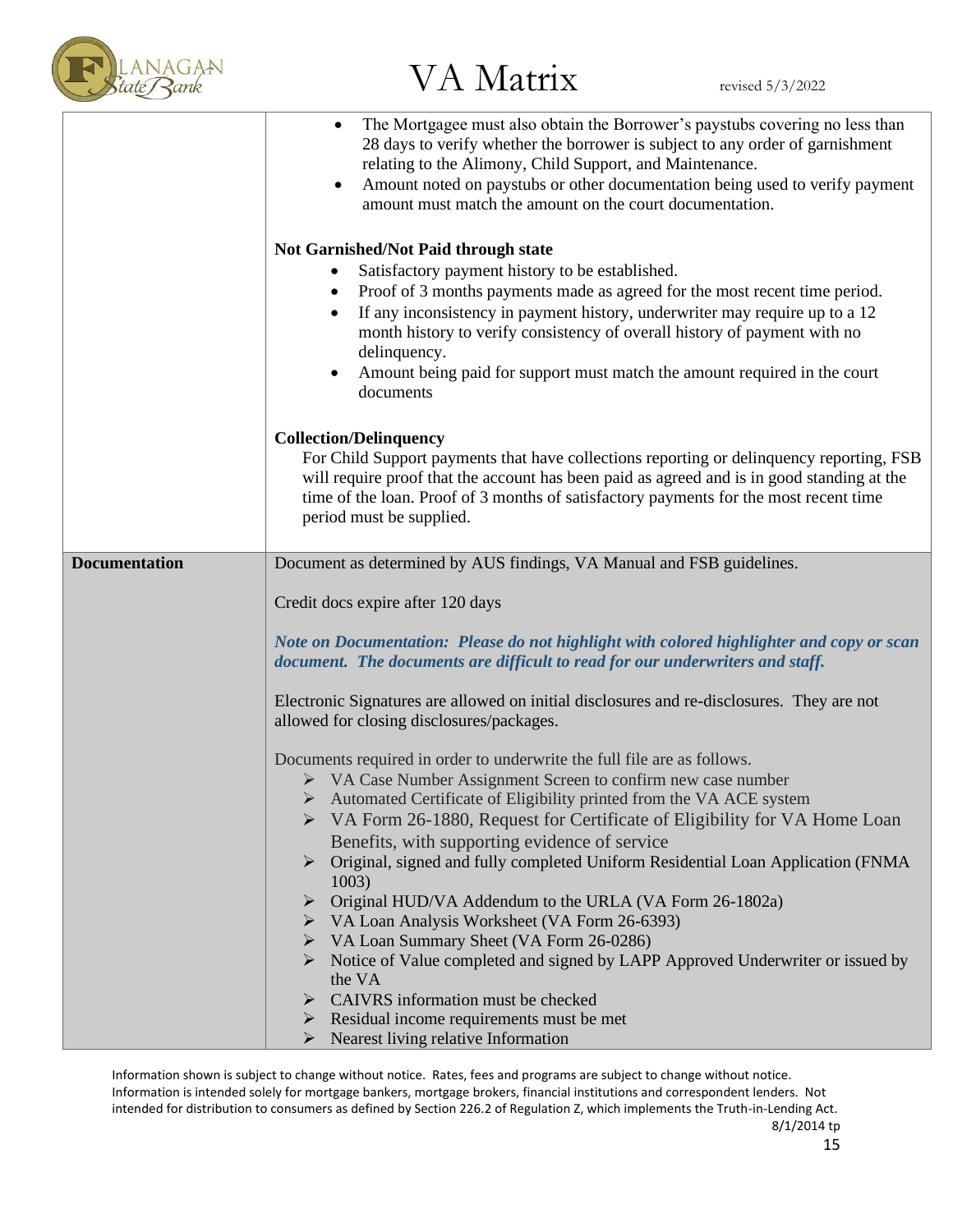| | |
|---|---|
| | • The Mortgagee must also obtain the Borrower's paystubs covering no less than 28 days to verify whether the borrower is subject to any order of garnishment relating to the Alimony, Child Support, and Maintenance.<br>• Amount noted on paystubs or other documentation being used to verify payment amount must match the amount on the court documentation.<br><br>**Not Garnished/Not Paid through state**<br>• Satisfactory payment history to be established.<br>• Proof of 3 months payments made as agreed for the most recent time period.<br>• If any inconsistency in payment history, underwriter may require up to a 12 month history to verify consistency of overall history of payment with no delinquency.<br>• Amount being paid for support must match the amount required in the court documents<br><br>**Collection/Delinquency**<br>For Child Support payments that have collections reporting or delinquency reporting, FSB will require proof that the account has been paid as agreed and is in good standing at the time of the loan. Proof of 3 months of satisfactory payments for the most recent time period must be supplied. |
| **Documentation** | Document as determined by AUS findings, VA Manual and FSB guidelines.<br><br>Credit docs expire after 120 days<br><br>***Note on Documentation: Please do not highlight with colored highlighter and copy or scan document. The documents are difficult to read for our underwriters and staff.***<br><br>Electronic Signatures are allowed on initial disclosures and re-disclosures. They are not allowed for closing disclosures/packages.<br><br>Documents required in order to underwrite the full file are as follows.<br>➢ VA Case Number Assignment Screen to confirm new case number<br>➢ Automated Certificate of Eligibility printed from the VA ACE system<br>➢ VA Form 26-1880, Request for Certificate of Eligibility for VA Home Loan Benefits, with supporting evidence of service<br>➢ Original, signed and fully completed Uniform Residential Loan Application (FNMA 1003)<br>➢ Original HUD/VA Addendum to the URLA (VA Form 26-1802a)<br>➢ VA Loan Analysis Worksheet (VA Form 26-6393)<br>➢ VA Loan Summary Sheet (VA Form 26-0286)<br>➢ Notice of Value completed and signed by LAPP Approved Underwriter or issued by the VA<br>➢ CAIVRS information must be checked<br>➢ Residual income requirements must be met<br>➢ Nearest living relative Information |

Information shown is subject to change without notice. Rates, fees and programs are subject to change without notice. Information is intended solely for mortgage bankers, mortgage brokers, financial institutions and correspondent lenders. Not intended for distribution to consumers as defined by Section 226.2 of Regulation Z, which implements the Truth-in-Lending Act.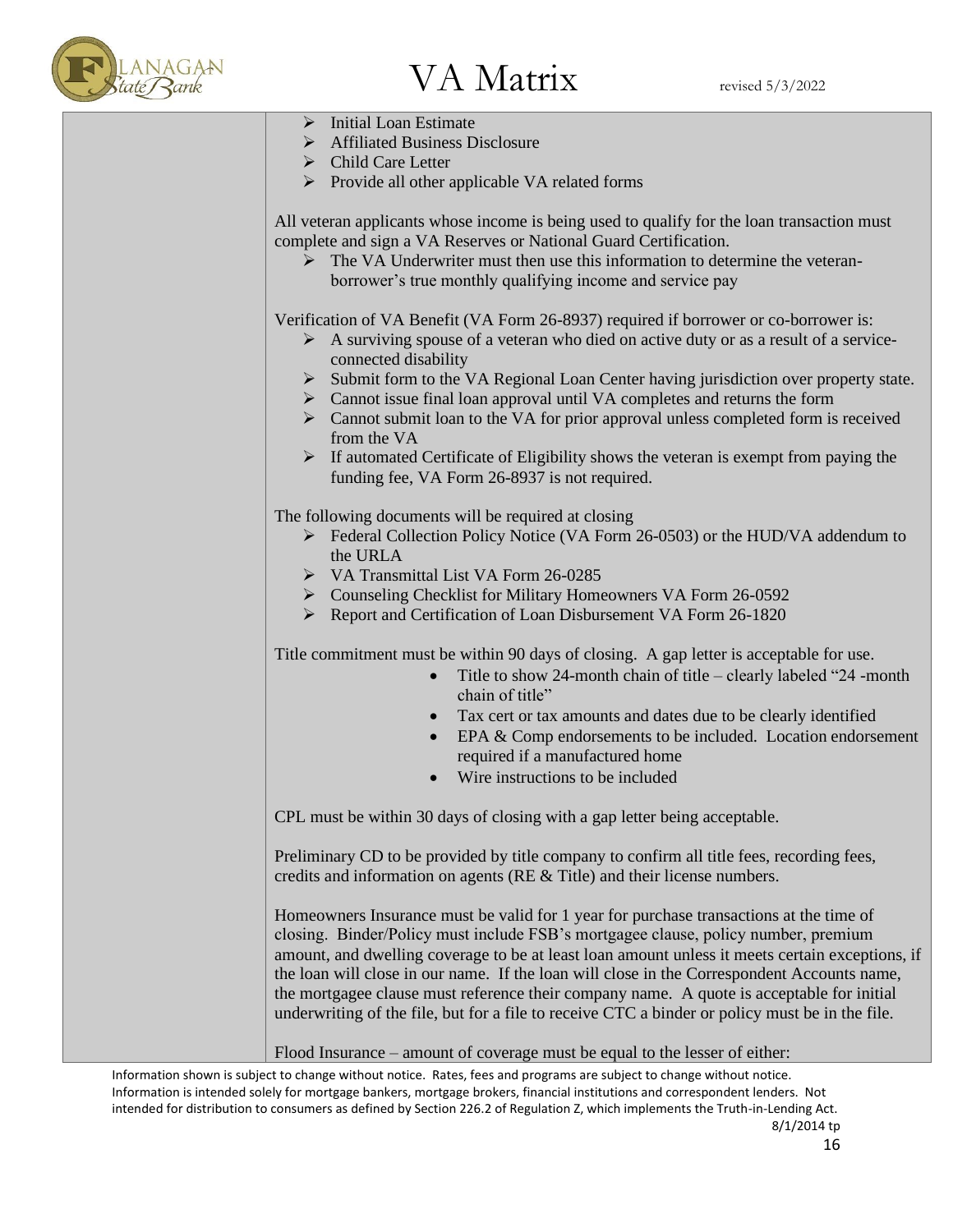- Initial Loan Estimate
- Affiliated Business Disclosure
- Child Care Letter
- Provide all other applicable VA related forms

All veteran applicants whose income is being used to qualify for the loan transaction must complete and sign a VA Reserves or National Guard Certification.

- The VA Underwriter must then use this information to determine the veteran-borrower's true monthly qualifying income and service pay

Verification of VA Benefit (VA Form 26-8937) required if borrower or co-borrower is:

- A surviving spouse of a veteran who died on active duty or as a result of a service-connected disability
- Submit form to the VA Regional Loan Center having jurisdiction over property state.
- Cannot issue final loan approval until VA completes and returns the form
- Cannot submit loan to the VA for prior approval unless completed form is received from the VA
- If automated Certificate of Eligibility shows the veteran is exempt from paying the funding fee, VA Form 26-8937 is not required.

The following documents will be required at closing

- Federal Collection Policy Notice (VA Form 26-0503) or the HUD/VA addendum to the URLA
- VA Transmittal List VA Form 26-0285
- Counseling Checklist for Military Homeowners VA Form 26-0592
- Report and Certification of Loan Disbursement VA Form 26-1820

Title commitment must be within 90 days of closing. A gap letter is acceptable for use.

- Title to show 24-month chain of title – clearly labeled "24 -month chain of title"
- Tax cert or tax amounts and dates due to be clearly identified
- EPA & Comp endorsements to be included. Location endorsement required if a manufactured home
- Wire instructions to be included

CPL must be within 30 days of closing with a gap letter being acceptable.

Preliminary CD to be provided by title company to confirm all title fees, recording fees, credits and information on agents (RE & Title) and their license numbers.

Homeowners Insurance must be valid for 1 year for purchase transactions at the time of closing. Binder/Policy must include FSB's mortgagee clause, policy number, premium amount, and dwelling coverage to be at least loan amount unless it meets certain exceptions, if the loan will close in our name. If the loan will close in the Correspondent Accounts name, the mortgagee clause must reference their company name. A quote is acceptable for initial underwriting of the file, but for a file to receive CTC a binder or policy must be in the file.

Flood Insurance – amount of coverage must be equal to the lesser of either: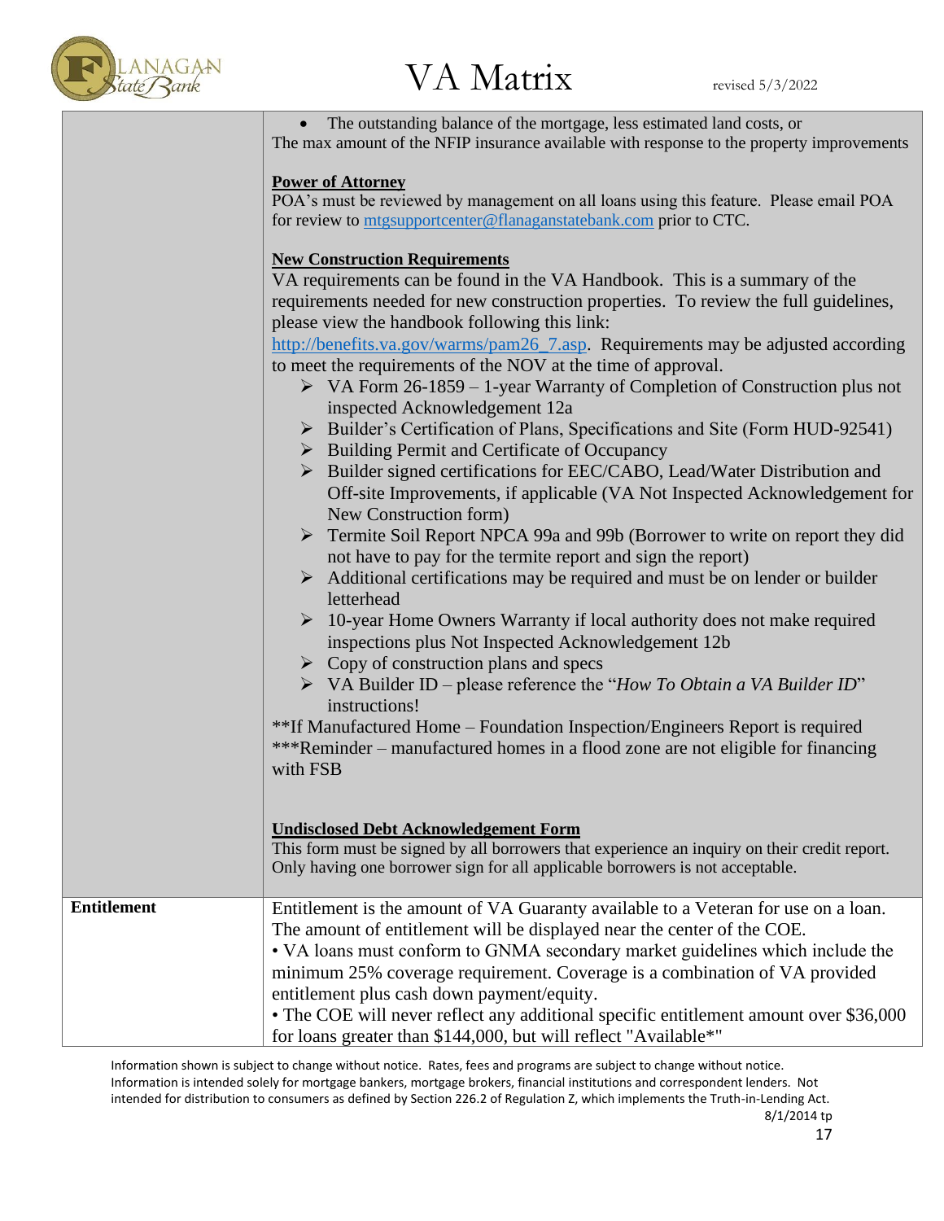| | |
|---|---|
| | • The outstanding balance of the mortgage, less estimated land costs, or<br>The max amount of the NFIP insurance available with response to the property improvements<br><br>**Power of Attorney**<br>POA's must be reviewed by management on all loans using this feature. Please email POA for review to mtgsupportcenter@flanaganstatebank.com prior to CTC.<br><br>**New Construction Requirements**<br>VA requirements can be found in the VA Handbook. This is a summary of the requirements needed for new construction properties. To review the full guidelines, please view the handbook following this link: http://benefits.va.gov/warms/pam26_7.asp. Requirements may be adjusted according to meet the requirements of the NOV at the time of approval.<br>➢ VA Form 26-1859 – 1-year Warranty of Completion of Construction plus not inspected Acknowledgement 12a<br>➢ Builder's Certification of Plans, Specifications and Site (Form HUD-92541)<br>➢ Building Permit and Certificate of Occupancy<br>➢ Builder signed certifications for EEC/CABO, Lead/Water Distribution and Off-site Improvements, if applicable (VA Not Inspected Acknowledgement for New Construction form)<br>➢ Termite Soil Report NPCA 99a and 99b (Borrower to write on report they did not have to pay for the termite report and sign the report)<br>➢ Additional certifications may be required and must be on lender or builder letterhead<br>➢ 10-year Home Owners Warranty if local authority does not make required inspections plus Not Inspected Acknowledgement 12b<br>➢ Copy of construction plans and specs<br>➢ VA Builder ID – please reference the "*How To Obtain a VA Builder ID*" instructions!<br>**If Manufactured Home – Foundation Inspection/Engineers Report is required<br>***Reminder – manufactured homes in a flood zone are not eligible for financing with FSB<br><br>**Undisclosed Debt Acknowledgement Form**<br>This form must be signed by all borrowers that experience an inquiry on their credit report. Only having one borrower sign for all applicable borrowers is not acceptable. |
| **Entitlement** | Entitlement is the amount of VA Guaranty available to a Veteran for use on a loan. The amount of entitlement will be displayed near the center of the COE.<br>• VA loans must conform to GNMA secondary market guidelines which include the minimum 25% coverage requirement. Coverage is a combination of VA provided entitlement plus cash down payment/equity.<br>• The COE will never reflect any additional specific entitlement amount over $36,000 for loans greater than $144,000, but will reflect "Available*" |

Information shown is subject to change without notice. Rates, fees and programs are subject to change without notice. Information is intended solely for mortgage bankers, mortgage brokers, financial institutions and correspondent lenders. Not intended for distribution to consumers as defined by Section 226.2 of Regulation Z, which implements the Truth-in-Lending Act.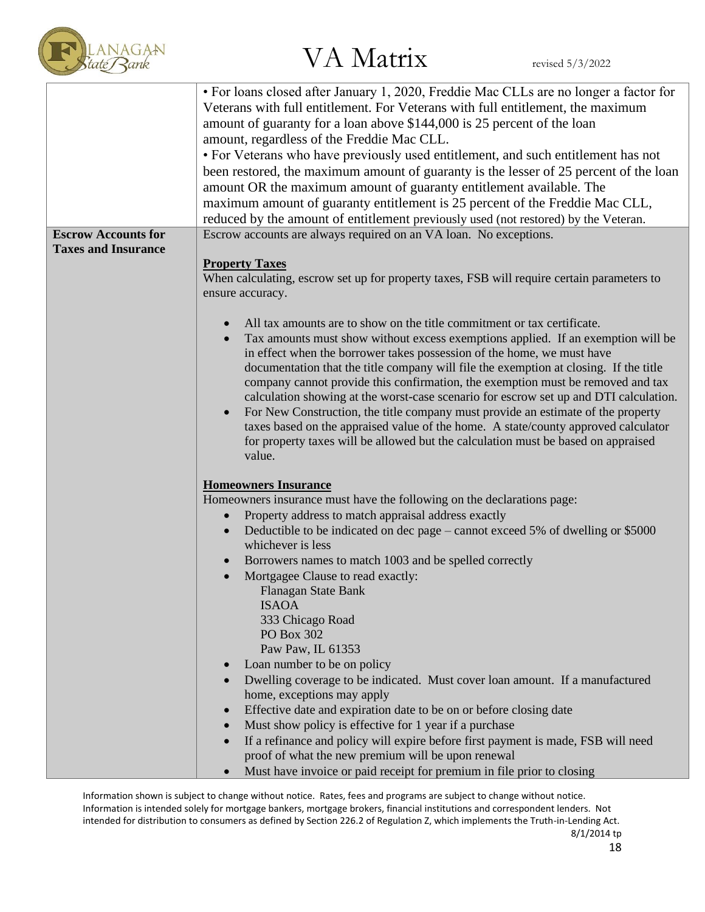| | |
|---|---|
| | • For loans closed after January 1, 2020, Freddie Mac CLLs are no longer a factor for Veterans with full entitlement. For Veterans with full entitlement, the maximum amount of guaranty for a loan above $144,000 is 25 percent of the loan amount, regardless of the Freddie Mac CLL.<br>• For Veterans who have previously used entitlement, and such entitlement has not been restored, the maximum amount of guaranty is the lesser of 25 percent of the loan amount OR the maximum amount of guaranty entitlement available. The maximum amount of guaranty entitlement is 25 percent of the Freddie Mac CLL, reduced by the amount of entitlement previously used (not restored) by the Veteran. |
| **Escrow Accounts for Taxes and Insurance** | Escrow accounts are always required on an VA loan. No exceptions.<br><br>**Property Taxes**<br>When calculating, escrow set up for property taxes, FSB will require certain parameters to ensure accuracy.<br><br>• All tax amounts are to show on the title commitment or tax certificate.<br>• Tax amounts must show without excess exemptions applied. If an exemption will be in effect when the borrower takes possession of the home, we must have documentation that the title company will file the exemption at closing. If the title company cannot provide this confirmation, the exemption must be removed and tax calculation showing at the worst-case scenario for escrow set up and DTI calculation.<br>• For New Construction, the title company must provide an estimate of the property taxes based on the appraised value of the home. A state/county approved calculator for property taxes will be allowed but the calculation must be based on appraised value.<br><br>**Homeowners Insurance**<br>Homeowners insurance must have the following on the declarations page:<br>• Property address to match appraisal address exactly<br>• Deductible to be indicated on dec page – cannot exceed 5% of dwelling or $5000 whichever is less<br>• Borrowers names to match 1003 and be spelled correctly<br>• Mortgagee Clause to read exactly:<br>Flanagan State Bank<br>ISAOA<br>333 Chicago Road<br>PO Box 302<br>Paw Paw, IL 61353<br>• Loan number to be on policy<br>• Dwelling coverage to be indicated. Must cover loan amount. If a manufactured home, exceptions may apply<br>• Effective date and expiration date to be on or before closing date<br>• Must show policy is effective for 1 year if a purchase<br>• If a refinance and policy will expire before first payment is made, FSB will need proof of what the new premium will be upon renewal<br>• Must have invoice or paid receipt for premium in file prior to closing |

Information shown is subject to change without notice. Rates, fees and programs are subject to change without notice. Information is intended solely for mortgage bankers, mortgage brokers, financial institutions and correspondent lenders. Not intended for distribution to consumers as defined by Section 226.2 of Regulation Z, which implements the Truth-in-Lending Act.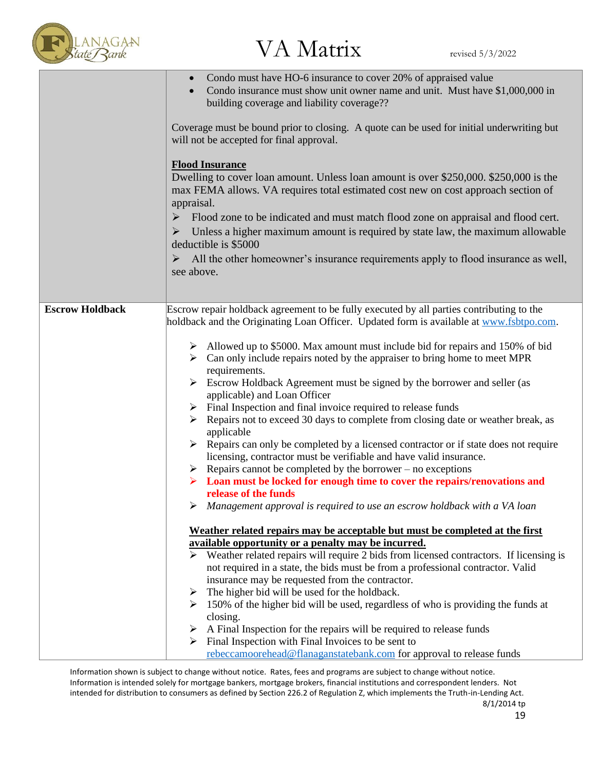| | |
|---|---|
| | • Condo must have HO-6 insurance to cover 20% of appraised value<br>• Condo insurance must show unit owner name and unit. Must have $1,000,000 in building coverage and liability coverage??<br><br>Coverage must be bound prior to closing. A quote can be used for initial underwriting but will not be accepted for final approval.<br><br>**Flood Insurance**<br>Dwelling to cover loan amount. Unless loan amount is over $250,000. $250,000 is the max FEMA allows. VA requires total estimated cost new on cost approach section of appraisal.<br>➢ Flood zone to be indicated and must match flood zone on appraisal and flood cert.<br>➢ Unless a higher maximum amount is required by state law, the maximum allowable deductible is $5000<br>➢ All the other homeowner's insurance requirements apply to flood insurance as well, see above. |
| **Escrow Holdback** | Escrow repair holdback agreement to be fully executed by all parties contributing to the holdback and the Originating Loan Officer. Updated form is available at www.fsbtpo.com.<br><br>➢ Allowed up to $5000. Max amount must include bid for repairs and 150% of bid<br>➢ Can only include repairs noted by the appraiser to bring home to meet MPR requirements.<br>➢ Escrow Holdback Agreement must be signed by the borrower and seller (as applicable) and Loan Officer<br>➢ Final Inspection and final invoice required to release funds<br>➢ Repairs not to exceed 30 days to complete from closing date or weather break, as applicable<br>➢ Repairs can only be completed by a licensed contractor or if state does not require licensing, contractor must be verifiable and have valid insurance.<br>➢ Repairs cannot be completed by the borrower – no exceptions<br>➢ **Loan must be locked for enough time to cover the repairs/renovations and release of the funds**<br>➢ *Management approval is required to use an escrow holdback with a VA loan*<br><br>**Weather related repairs may be acceptable but must be completed at the first available opportunity or a penalty may be incurred.**<br>➢ Weather related repairs will require 2 bids from licensed contractors. If licensing is not required in a state, the bids must be from a professional contractor. Valid insurance may be requested from the contractor.<br>➢ The higher bid will be used for the holdback.<br>➢ 150% of the higher bid will be used, regardless of who is providing the funds at closing.<br>➢ A Final Inspection for the repairs will be required to release funds<br>➢ Final Inspection with Final Invoices to be sent to rebeccamoorehead@flanaganstatebank.com for approval to release funds |

Information shown is subject to change without notice. Rates, fees and programs are subject to change without notice. Information is intended solely for mortgage bankers, mortgage brokers, financial institutions and correspondent lenders. Not intended for distribution to consumers as defined by Section 226.2 of Regulation Z, which implements the Truth-in-Lending Act.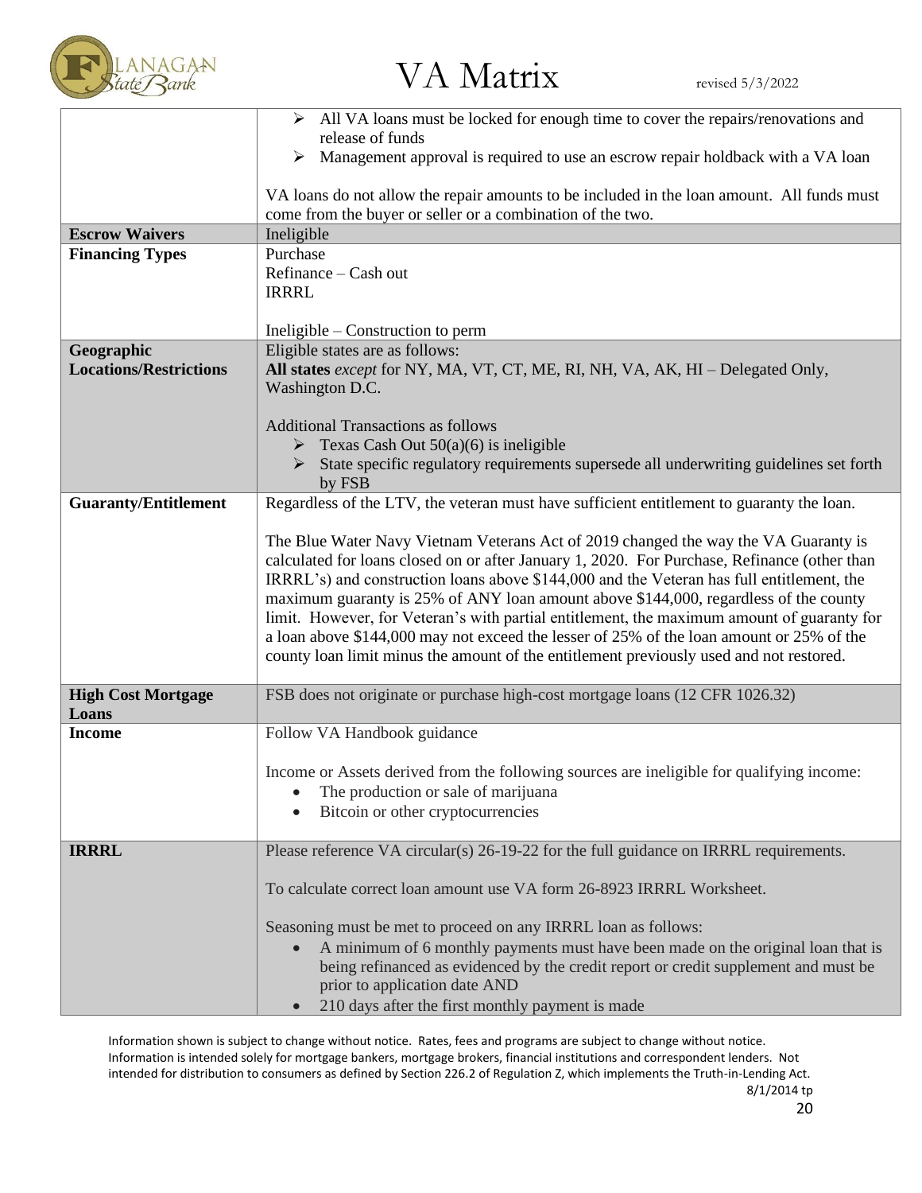| | |
|---|---|
| | ➢ All VA loans must be locked for enough time to cover the repairs/renovations and release of funds<br>➢ Management approval is required to use an escrow repair holdback with a VA loan<br><br>VA loans do not allow the repair amounts to be included in the loan amount. All funds must come from the buyer or seller or a combination of the two. |
| **Escrow Waivers** | Ineligible |
| **Financing Types** | Purchase<br>Refinance – Cash out<br>IRRRL<br><br>Ineligible – Construction to perm |
| **Geographic Locations/Restrictions** | Eligible states are as follows:<br>**All states** *except* for NY, MA, VT, CT, ME, RI, NH, VA, AK, HI – Delegated Only, Washington D.C.<br><br>Additional Transactions as follows<br>➢ Texas Cash Out 50(a)(6) is ineligible<br>➢ State specific regulatory requirements supersede all underwriting guidelines set forth by FSB |
| **Guaranty/Entitlement** | Regardless of the LTV, the veteran must have sufficient entitlement to guaranty the loan.<br><br>The Blue Water Navy Vietnam Veterans Act of 2019 changed the way the VA Guaranty is calculated for loans closed on or after January 1, 2020. For Purchase, Refinance (other than IRRRL's) and construction loans above $144,000 and the Veteran has full entitlement, the maximum guaranty is 25% of ANY loan amount above $144,000, regardless of the county limit. However, for Veteran's with partial entitlement, the maximum amount of guaranty for a loan above $144,000 may not exceed the lesser of 25% of the loan amount or 25% of the county loan limit minus the amount of the entitlement previously used and not restored. |
| **High Cost Mortgage Loans** | FSB does not originate or purchase high-cost mortgage loans (12 CFR 1026.32) |
| **Income** | Follow VA Handbook guidance<br><br>Income or Assets derived from the following sources are ineligible for qualifying income:<br>• The production or sale of marijuana<br>• Bitcoin or other cryptocurrencies |
| **IRRRL** | Please reference VA circular(s) 26-19-22 for the full guidance on IRRRL requirements.<br><br>To calculate correct loan amount use VA form 26-8923 IRRRL Worksheet.<br><br>Seasoning must be met to proceed on any IRRRL loan as follows:<br>• A minimum of 6 monthly payments must have been made on the original loan that is being refinanced as evidenced by the credit report or credit supplement and must be prior to application date AND<br>• 210 days after the first monthly payment is made |

Information shown is subject to change without notice. Rates, fees and programs are subject to change without notice. Information is intended solely for mortgage bankers, mortgage brokers, financial institutions and correspondent lenders. Not intended for distribution to consumers as defined by Section 226.2 of Regulation Z, which implements the Truth-in-Lending Act.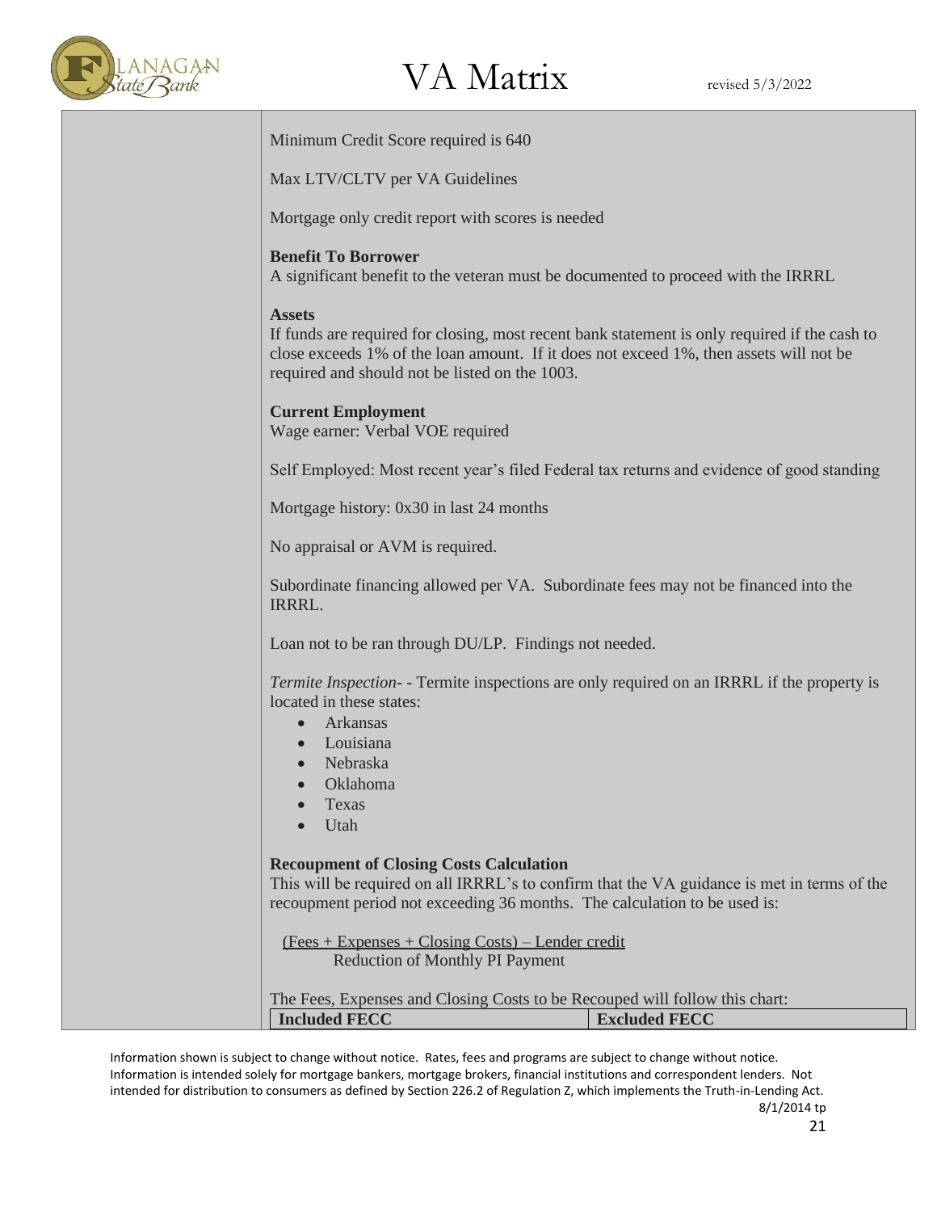Minimum Credit Score required is 640

Max LTV/CLTV per VA Guidelines

Mortgage only credit report with scores is needed

**Benefit To Borrower**
A significant benefit to the veteran must be documented to proceed with the IRRRL

**Assets**
If funds are required for closing, most recent bank statement is only required if the cash to close exceeds 1% of the loan amount. If it does not exceed 1%, then assets will not be required and should not be listed on the 1003.

**Current Employment**
Wage earner: Verbal VOE required

Self Employed: Most recent year's filed Federal tax returns and evidence of good standing

Mortgage history: 0x30 in last 24 months

No appraisal or AVM is required.

Subordinate financing allowed per VA. Subordinate fees may not be financed into the IRRRL.

Loan not to be ran through DU/LP. Findings not needed.

*Termite Inspection*- - Termite inspections are only required on an IRRRL if the property is located in these states:

- Arkansas
- Louisiana
- Nebraska
- Oklahoma
- Texas
- Utah

**Recoupment of Closing Costs Calculation**
This will be required on all IRRRL's to confirm that the VA guidance is met in terms of the recoupment period not exceeding 36 months. The calculation to be used is:

$$\frac{\text{(Fees + Expenses + Closing Costs)} - \text{Lender credit}}{\text{Reduction of Monthly PI Payment}}$$

The Fees, Expenses and Closing Costs to be Recouped will follow this chart:

| Included FECC | Excluded FECC |
|---|---|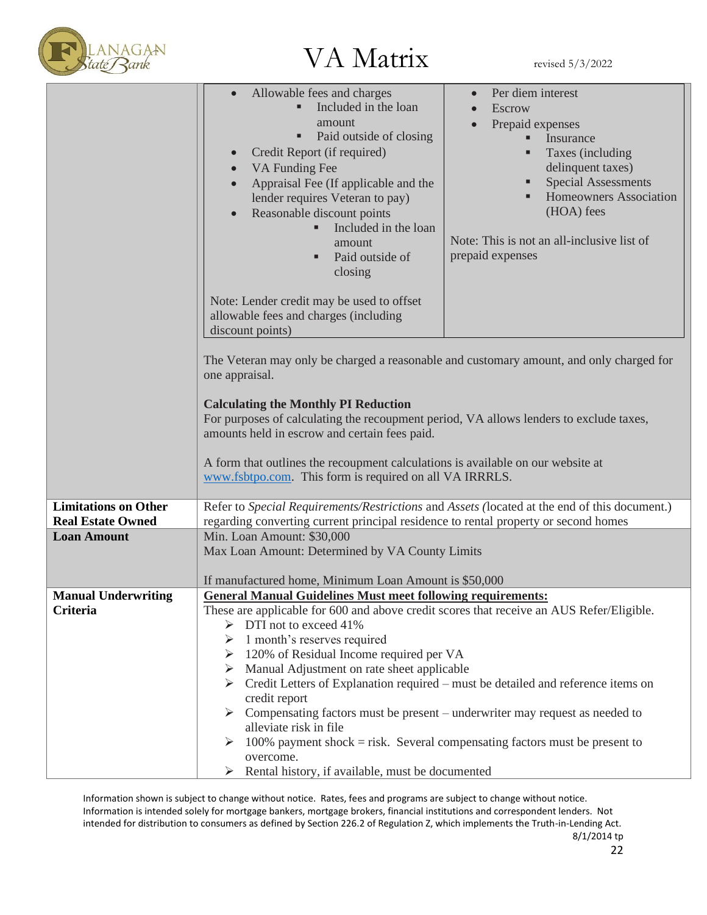| | |
|---|---|
| | <ul><li>Allowable fees and charges<ul><li>Included in the loan amount</li><li>Paid outside of closing</li></ul></li><li>Credit Report (if required)</li><li>VA Funding Fee</li><li>Appraisal Fee (If applicable and the lender requires Veteran to pay)</li><li>Reasonable discount points<ul><li>Included in the loan amount</li><li>Paid outside of closing</li></ul></li></ul>Note: Lender credit may be used to offset allowable fees and charges (including discount points)<br><br><ul><li>Per diem interest</li><li>Escrow</li><li>Prepaid expenses<ul><li>Insurance</li><li>Taxes (including delinquent taxes)</li><li>Special Assessments</li><li>Homeowners Association (HOA) fees</li></ul></li></ul>Note: This is not an all-inclusive list of prepaid expenses<br><br>The Veteran may only be charged a reasonable and customary amount, and only charged for one appraisal.<br><br>**Calculating the Monthly PI Reduction**<br>For purposes of calculating the recoupment period, VA allows lenders to exclude taxes, amounts held in escrow and certain fees paid.<br><br>A form that outlines the recoupment calculations is available on our website at www.fsbtpo.com. This form is required on all VA IRRRLS. |
| **Limitations on Other Real Estate Owned** | Refer to *Special Requirements/Restrictions* and *Assets* (located at the end of this document.) regarding converting current principal residence to rental property or second homes |
| **Loan Amount** | Min. Loan Amount: $30,000<br>Max Loan Amount: Determined by VA County Limits<br><br>If manufactured home, Minimum Loan Amount is $50,000 |
| **Manual Underwriting Criteria** | **General Manual Guidelines Must meet following requirements:**<br>These are applicable for 600 and above credit scores that receive an AUS Refer/Eligible.<ul><li>DTI not to exceed 41%</li><li>1 month's reserves required</li><li>120% of Residual Income required per VA</li><li>Manual Adjustment on rate sheet applicable</li><li>Credit Letters of Explanation required – must be detailed and reference items on credit report</li><li>Compensating factors must be present – underwriter may request as needed to alleviate risk in file</li><li>100% payment shock = risk. Several compensating factors must be present to overcome.</li><li>Rental history, if available, must be documented</li></ul> |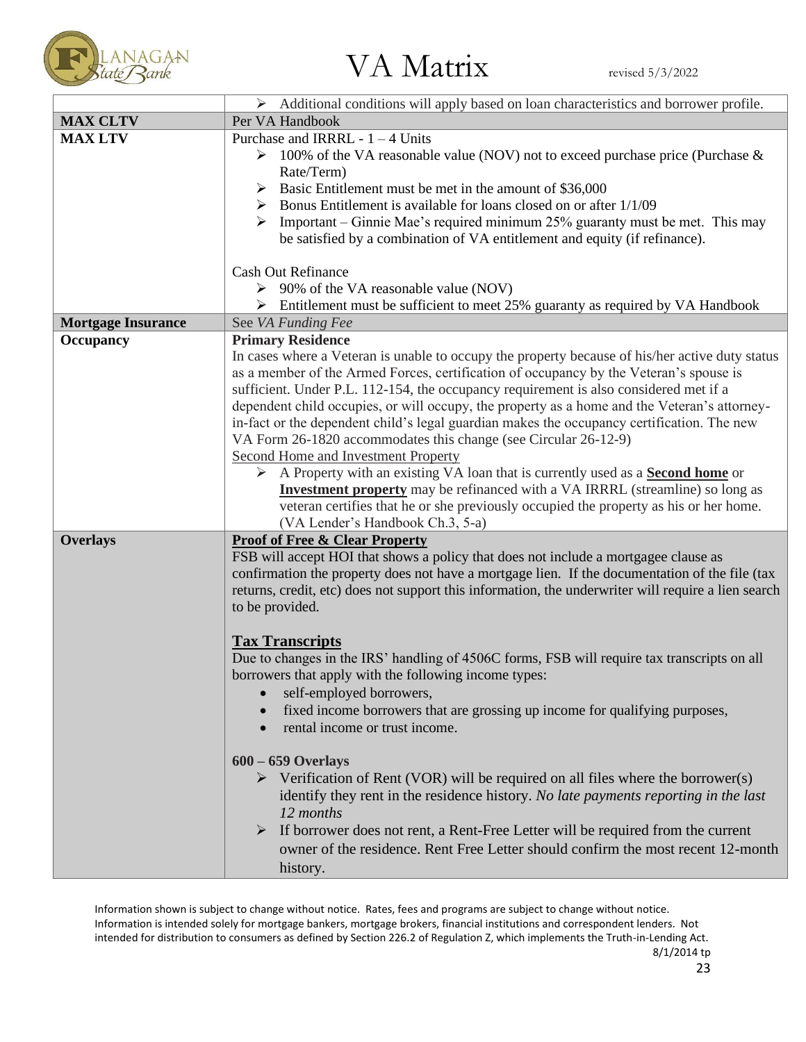| | |
|---|---|
| | ➢ Additional conditions will apply based on loan characteristics and borrower profile. |
| **MAX CLTV** | Per VA Handbook |
| **MAX LTV** | Purchase and IRRRL - 1 – 4 Units<br>➢ 100% of the VA reasonable value (NOV) not to exceed purchase price (Purchase & Rate/Term)<br>➢ Basic Entitlement must be met in the amount of $36,000<br>➢ Bonus Entitlement is available for loans closed on or after 1/1/09<br>➢ Important – Ginnie Mae's required minimum 25% guaranty must be met. This may be satisfied by a combination of VA entitlement and equity (if refinance).<br><br>Cash Out Refinance<br>➢ 90% of the VA reasonable value (NOV)<br>➢ Entitlement must be sufficient to meet 25% guaranty as required by VA Handbook |
| **Mortgage Insurance** | See *VA Funding Fee* |
| **Occupancy** | **Primary Residence**<br>In cases where a Veteran is unable to occupy the property because of his/her active duty status as a member of the Armed Forces, certification of occupancy by the Veteran's spouse is sufficient. Under P.L. 112-154, the occupancy requirement is also considered met if a dependent child occupies, or will occupy, the property as a home and the Veteran's attorney-in-fact or the dependent child's legal guardian makes the occupancy certification. The new VA Form 26-1820 accommodates this change (see Circular 26-12-9)<br>Second Home and Investment Property<br>➢ A Property with an existing VA loan that is currently used as a **Second home** or **Investment property** may be refinanced with a VA IRRRL (streamline) so long as veteran certifies that he or she previously occupied the property as his or her home. (VA Lender's Handbook Ch.3, 5-a) |
| **Overlays** | **Proof of Free & Clear Property**<br>FSB will accept HOI that shows a policy that does not include a mortgagee clause as confirmation the property does not have a mortgage lien. If the documentation of the file (tax returns, credit, etc) does not support this information, the underwriter will require a lien search to be provided.<br><br>**Tax Transcripts**<br>Due to changes in the IRS' handling of 4506C forms, FSB will require tax transcripts on all borrowers that apply with the following income types:<br>• self-employed borrowers,<br>• fixed income borrowers that are grossing up income for qualifying purposes,<br>• rental income or trust income.<br><br>**600 – 659 Overlays**<br>➢ Verification of Rent (VOR) will be required on all files where the borrower(s) identify they rent in the residence history. *No late payments reporting in the last 12 months*<br>➢ If borrower does not rent, a Rent-Free Letter will be required from the current owner of the residence. Rent Free Letter should confirm the most recent 12-month history. |

Information shown is subject to change without notice. Rates, fees and programs are subject to change without notice. Information is intended solely for mortgage bankers, mortgage brokers, financial institutions and correspondent lenders. Not intended for distribution to consumers as defined by Section 226.2 of Regulation Z, which implements the Truth-in-Lending Act.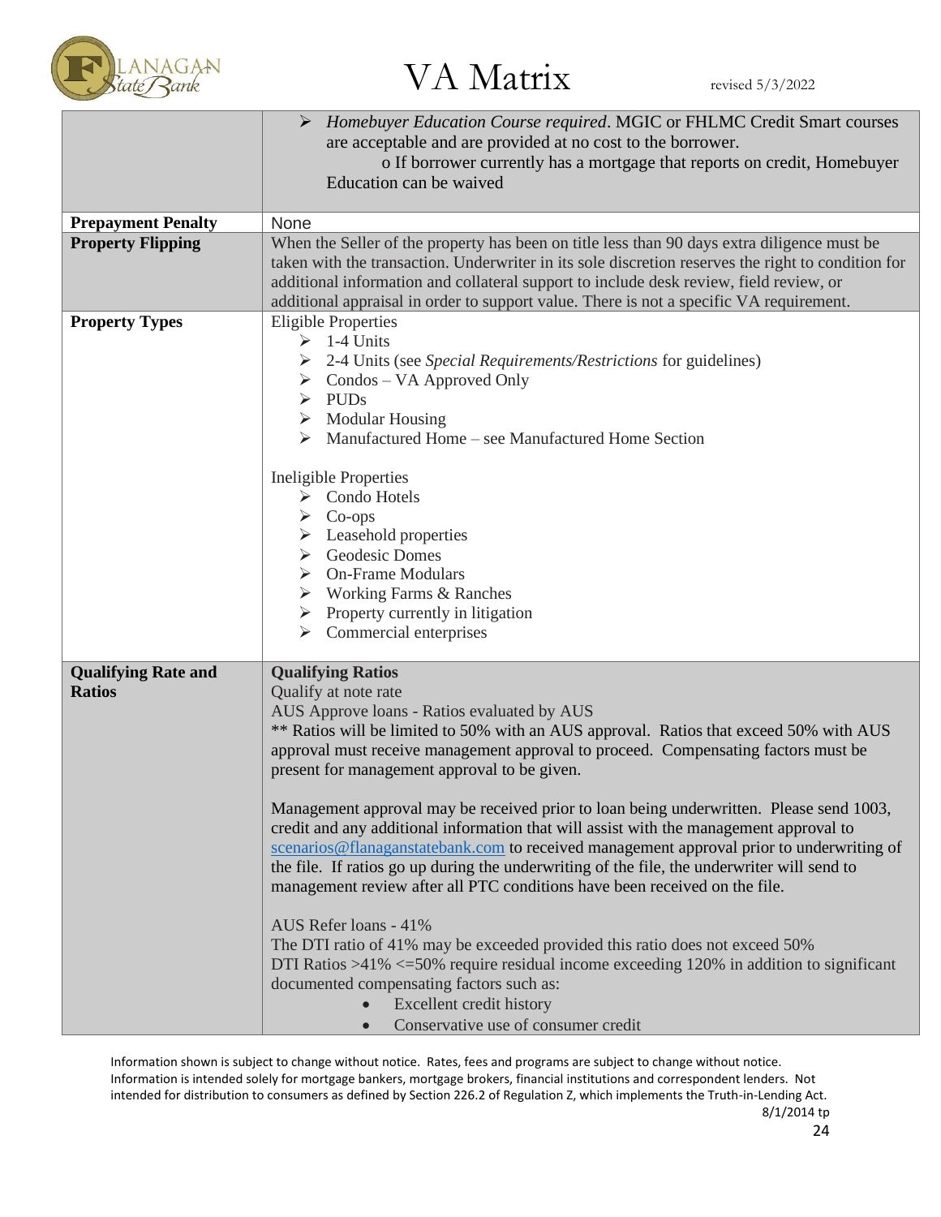| | |
|---|---|
| | ➢ *Homebuyer Education Course required*. MGIC or FHLMC Credit Smart courses are acceptable and are provided at no cost to the borrower.<br>o If borrower currently has a mortgage that reports on credit, Homebuyer Education can be waived |
| **Prepayment Penalty** | None |
| **Property Flipping** | When the Seller of the property has been on title less than 90 days extra diligence must be taken with the transaction. Underwriter in its sole discretion reserves the right to condition for additional information and collateral support to include desk review, field review, or additional appraisal in order to support value. There is not a specific VA requirement. |
| **Property Types** | Eligible Properties<br>➢ 1-4 Units<br>➢ 2-4 Units (see *Special Requirements/Restrictions* for guidelines)<br>➢ Condos – VA Approved Only<br>➢ PUDs<br>➢ Modular Housing<br>➢ Manufactured Home – see Manufactured Home Section<br><br>Ineligible Properties<br>➢ Condo Hotels<br>➢ Co-ops<br>➢ Leasehold properties<br>➢ Geodesic Domes<br>➢ On-Frame Modulars<br>➢ Working Farms & Ranches<br>➢ Property currently in litigation<br>➢ Commercial enterprises |
| **Qualifying Rate and Ratios** | **Qualifying Ratios**<br>Qualify at note rate<br>AUS Approve loans - Ratios evaluated by AUS<br>** Ratios will be limited to 50% with an AUS approval. Ratios that exceed 50% with AUS approval must receive management approval to proceed. Compensating factors must be present for management approval to be given.<br><br>Management approval may be received prior to loan being underwritten. Please send 1003, credit and any additional information that will assist with the management approval to scenarios@flanaganstatebank.com to received management approval prior to underwriting of the file. If ratios go up during the underwriting of the file, the underwriter will send to management review after all PTC conditions have been received on the file.<br><br>AUS Refer loans - 41%<br>The DTI ratio of 41% may be exceeded provided this ratio does not exceed 50%<br>DTI Ratios >41% <=50% require residual income exceeding 120% in addition to significant documented compensating factors such as:<br>• Excellent credit history<br>• Conservative use of consumer credit |

Information shown is subject to change without notice. Rates, fees and programs are subject to change without notice. Information is intended solely for mortgage bankers, mortgage brokers, financial institutions and correspondent lenders. Not intended for distribution to consumers as defined by Section 226.2 of Regulation Z, which implements the Truth-in-Lending Act.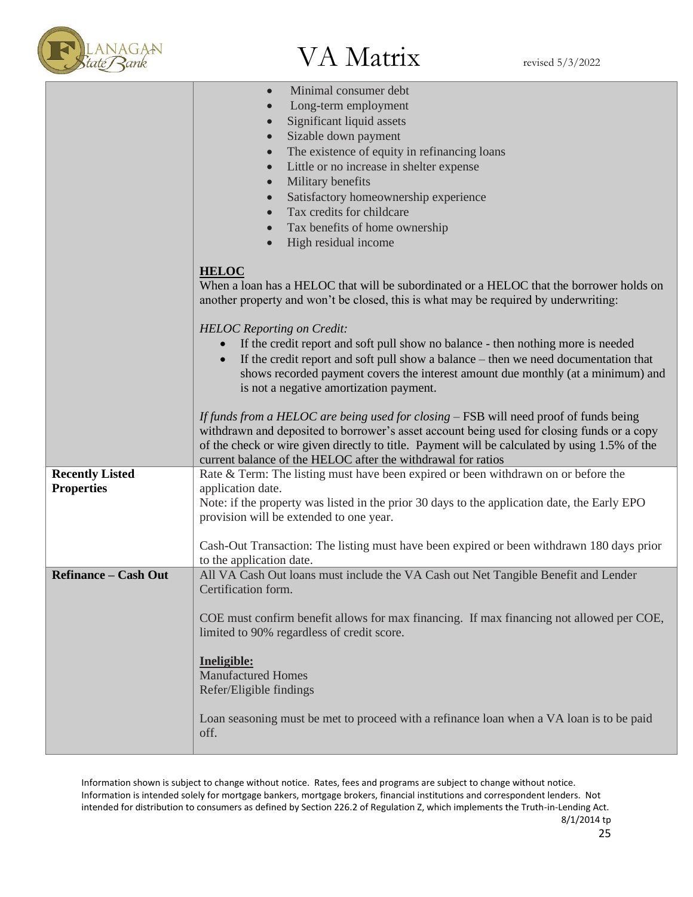| | |
|---|---|
| | <ul><li>Minimal consumer debt</li><li>Long-term employment</li><li>Significant liquid assets</li><li>Sizable down payment</li><li>The existence of equity in refinancing loans</li><li>Little or no increase in shelter expense</li><li>Military benefits</li><li>Satisfactory homeownership experience</li><li>Tax credits for childcare</li><li>Tax benefits of home ownership</li><li>High residual income</li></ul><br>**<u>HELOC</u>**<br>When a loan has a HELOC that will be subordinated or a HELOC that the borrower holds on another property and won't be closed, this is what may be required by underwriting:<br><br>*HELOC Reporting on Credit:*<ul><li>If the credit report and soft pull show no balance - then nothing more is needed</li><li>If the credit report and soft pull show a balance – then we need documentation that shows recorded payment covers the interest amount due monthly (at a minimum) and is not a negative amortization payment.</li></ul><br>*If funds from a HELOC are being used for closing* – FSB will need proof of funds being withdrawn and deposited to borrower's asset account being used for closing funds or a copy of the check or wire given directly to title. Payment will be calculated by using 1.5% of the current balance of the HELOC after the withdrawal for ratios |
| **Recently Listed Properties** | Rate & Term: The listing must have been expired or been withdrawn on or before the application date.<br>Note: if the property was listed in the prior 30 days to the application date, the Early EPO provision will be extended to one year.<br><br>Cash-Out Transaction: The listing must have been expired or been withdrawn 180 days prior to the application date. |
| **Refinance – Cash Out** | All VA Cash Out loans must include the VA Cash out Net Tangible Benefit and Lender Certification form.<br><br>COE must confirm benefit allows for max financing. If max financing not allowed per COE, limited to 90% regardless of credit score.<br><br>**<u>Ineligible:</u>**<br>Manufactured Homes<br>Refer/Eligible findings<br><br>Loan seasoning must be met to proceed with a refinance loan when a VA loan is to be paid off. |

Information shown is subject to change without notice. Rates, fees and programs are subject to change without notice. Information is intended solely for mortgage bankers, mortgage brokers, financial institutions and correspondent lenders. Not intended for distribution to consumers as defined by Section 226.2 of Regulation Z, which implements the Truth-in-Lending Act.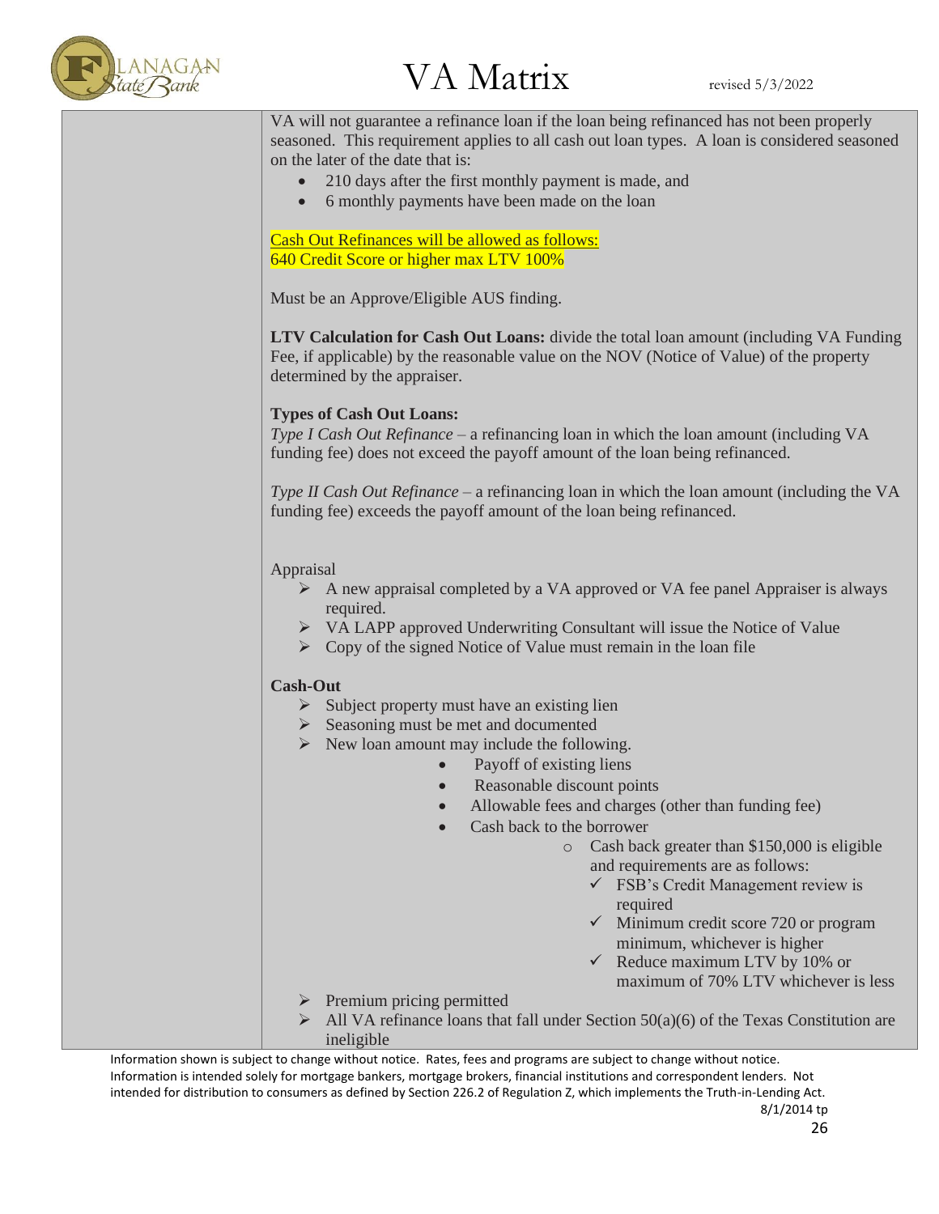VA will not guarantee a refinance loan if the loan being refinanced has not been properly seasoned. This requirement applies to all cash out loan types. A loan is considered seasoned on the later of the date that is:

- 210 days after the first monthly payment is made, and
- 6 monthly payments have been made on the loan

Cash Out Refinances will be allowed as follows:
640 Credit Score or higher max LTV 100%

Must be an Approve/Eligible AUS finding.

**LTV Calculation for Cash Out Loans:** divide the total loan amount (including VA Funding Fee, if applicable) by the reasonable value on the NOV (Notice of Value) of the property determined by the appraiser.

**Types of Cash Out Loans:**
*Type I Cash Out Refinance* – a refinancing loan in which the loan amount (including VA funding fee) does not exceed the payoff amount of the loan being refinanced.

*Type II Cash Out Refinance* – a refinancing loan in which the loan amount (including the VA funding fee) exceeds the payoff amount of the loan being refinanced.

Appraisal

- A new appraisal completed by a VA approved or VA fee panel Appraiser is always required.
- VA LAPP approved Underwriting Consultant will issue the Notice of Value
- Copy of the signed Notice of Value must remain in the loan file

**Cash-Out**

- Subject property must have an existing lien
- Seasoning must be met and documented
- New loan amount may include the following.
    - Payoff of existing liens
    - Reasonable discount points
    - Allowable fees and charges (other than funding fee)
    - Cash back to the borrower
        - Cash back greater than $150,000 is eligible and requirements are as follows:
            - ✓ FSB's Credit Management review is required
            - ✓ Minimum credit score 720 or program minimum, whichever is higher
            - ✓ Reduce maximum LTV by 10% or maximum of 70% LTV whichever is less
- Premium pricing permitted
- All VA refinance loans that fall under Section 50(a)(6) of the Texas Constitution are ineligible

Information shown is subject to change without notice. Rates, fees and programs are subject to change without notice. Information is intended solely for mortgage bankers, mortgage brokers, financial institutions and correspondent lenders. Not intended for distribution to consumers as defined by Section 226.2 of Regulation Z, which implements the Truth-in-Lending Act.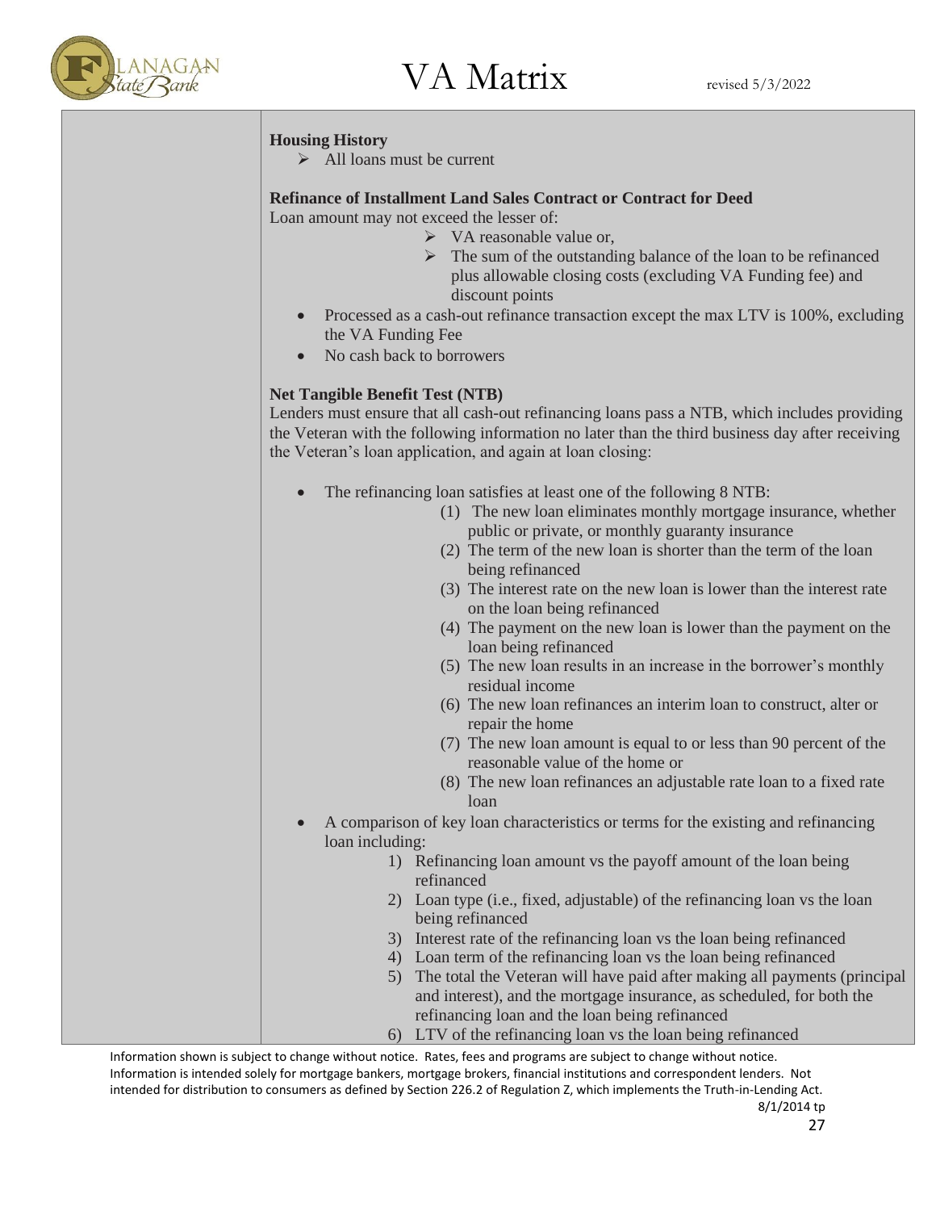**Housing History**

- All loans must be current

**Refinance of Installment Land Sales Contract or Contract for Deed**

Loan amount may not exceed the lesser of:

- VA reasonable value or,
- The sum of the outstanding balance of the loan to be refinanced plus allowable closing costs (excluding VA Funding fee) and discount points

- Processed as a cash-out refinance transaction except the max LTV is 100%, excluding the VA Funding Fee
- No cash back to borrowers

**Net Tangible Benefit Test (NTB)**

Lenders must ensure that all cash-out refinancing loans pass a NTB, which includes providing the Veteran with the following information no later than the third business day after receiving the Veteran's loan application, and again at loan closing:

- The refinancing loan satisfies at least one of the following 8 NTB:
  - (1) The new loan eliminates monthly mortgage insurance, whether public or private, or monthly guaranty insurance
  - (2) The term of the new loan is shorter than the term of the loan being refinanced
  - (3) The interest rate on the new loan is lower than the interest rate on the loan being refinanced
  - (4) The payment on the new loan is lower than the payment on the loan being refinanced
  - (5) The new loan results in an increase in the borrower's monthly residual income
  - (6) The new loan refinances an interim loan to construct, alter or repair the home
  - (7) The new loan amount is equal to or less than 90 percent of the reasonable value of the home or
  - (8) The new loan refinances an adjustable rate loan to a fixed rate loan
- A comparison of key loan characteristics or terms for the existing and refinancing loan including:
  1) Refinancing loan amount vs the payoff amount of the loan being refinanced
  2) Loan type (i.e., fixed, adjustable) of the refinancing loan vs the loan being refinanced
  3) Interest rate of the refinancing loan vs the loan being refinanced
  4) Loan term of the refinancing loan vs the loan being refinanced
  5) The total the Veteran will have paid after making all payments (principal and interest), and the mortgage insurance, as scheduled, for both the refinancing loan and the loan being refinanced
  6) LTV of the refinancing loan vs the loan being refinanced

Information shown is subject to change without notice. Rates, fees and programs are subject to change without notice. Information is intended solely for mortgage bankers, mortgage brokers, financial institutions and correspondent lenders. Not intended for distribution to consumers as defined by Section 226.2 of Regulation Z, which implements the Truth-in-Lending Act.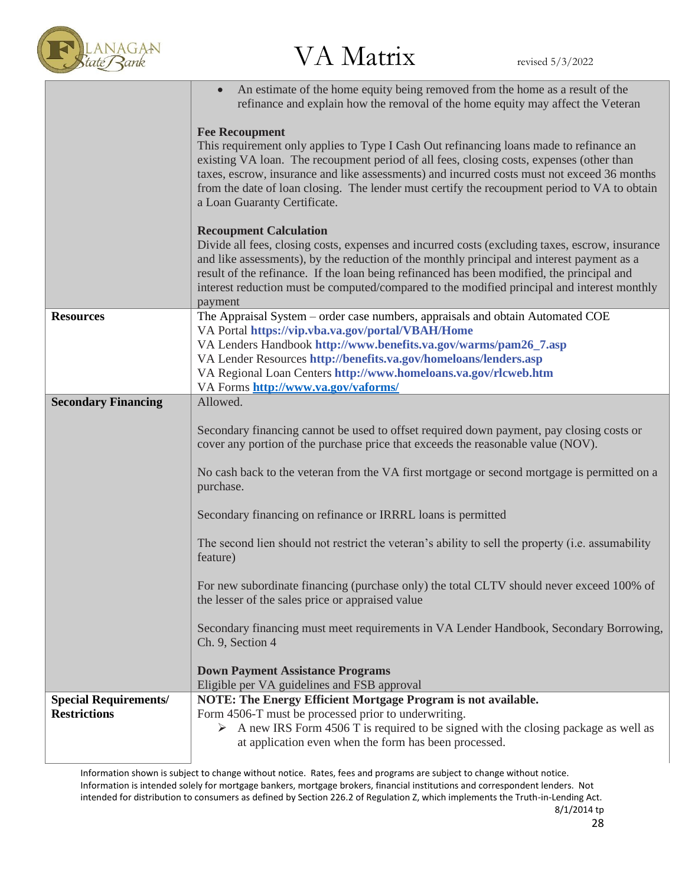| | |
|---|---|
| | • An estimate of the home equity being removed from the home as a result of the refinance and explain how the removal of the home equity may affect the Veteran<br><br>**Fee Recoupment**<br>This requirement only applies to Type I Cash Out refinancing loans made to refinance an existing VA loan. The recoupment period of all fees, closing costs, expenses (other than taxes, escrow, insurance and like assessments) and incurred costs must not exceed 36 months from the date of loan closing. The lender must certify the recoupment period to VA to obtain a Loan Guaranty Certificate.<br><br>**Recoupment Calculation**<br>Divide all fees, closing costs, expenses and incurred costs (excluding taxes, escrow, insurance and like assessments), by the reduction of the monthly principal and interest payment as a result of the refinance. If the loan being refinanced has been modified, the principal and interest reduction must be computed/compared to the modified principal and interest monthly payment |
| **Resources** | The Appraisal System – order case numbers, appraisals and obtain Automated COE<br>VA Portal **https://vip.vba.va.gov/portal/VBAH/Home**<br>VA Lenders Handbook **http://www.benefits.va.gov/warms/pam26_7.asp**<br>VA Lender Resources **http://benefits.va.gov/homeloans/lenders.asp**<br>VA Regional Loan Centers **http://www.homeloans.va.gov/rlcweb.htm**<br>VA Forms **http://www.va.gov/vaforms/** |
| **Secondary Financing** | Allowed.<br><br>Secondary financing cannot be used to offset required down payment, pay closing costs or cover any portion of the purchase price that exceeds the reasonable value (NOV).<br><br>No cash back to the veteran from the VA first mortgage or second mortgage is permitted on a purchase.<br><br>Secondary financing on refinance or IRRRL loans is permitted<br><br>The second lien should not restrict the veteran's ability to sell the property (i.e. assumability feature)<br><br>For new subordinate financing (purchase only) the total CLTV should never exceed 100% of the lesser of the sales price or appraised value<br><br>Secondary financing must meet requirements in VA Lender Handbook, Secondary Borrowing, Ch. 9, Section 4<br><br>**Down Payment Assistance Programs**<br>Eligible per VA guidelines and FSB approval |
| **Special Requirements/ Restrictions** | **NOTE: The Energy Efficient Mortgage Program is not available.**<br>Form 4506-T must be processed prior to underwriting.<br>➢ A new IRS Form 4506 T is required to be signed with the closing package as well as at application even when the form has been processed. |

Information shown is subject to change without notice. Rates, fees and programs are subject to change without notice. Information is intended solely for mortgage bankers, mortgage brokers, financial institutions and correspondent lenders. Not intended for distribution to consumers as defined by Section 226.2 of Regulation Z, which implements the Truth-in-Lending Act.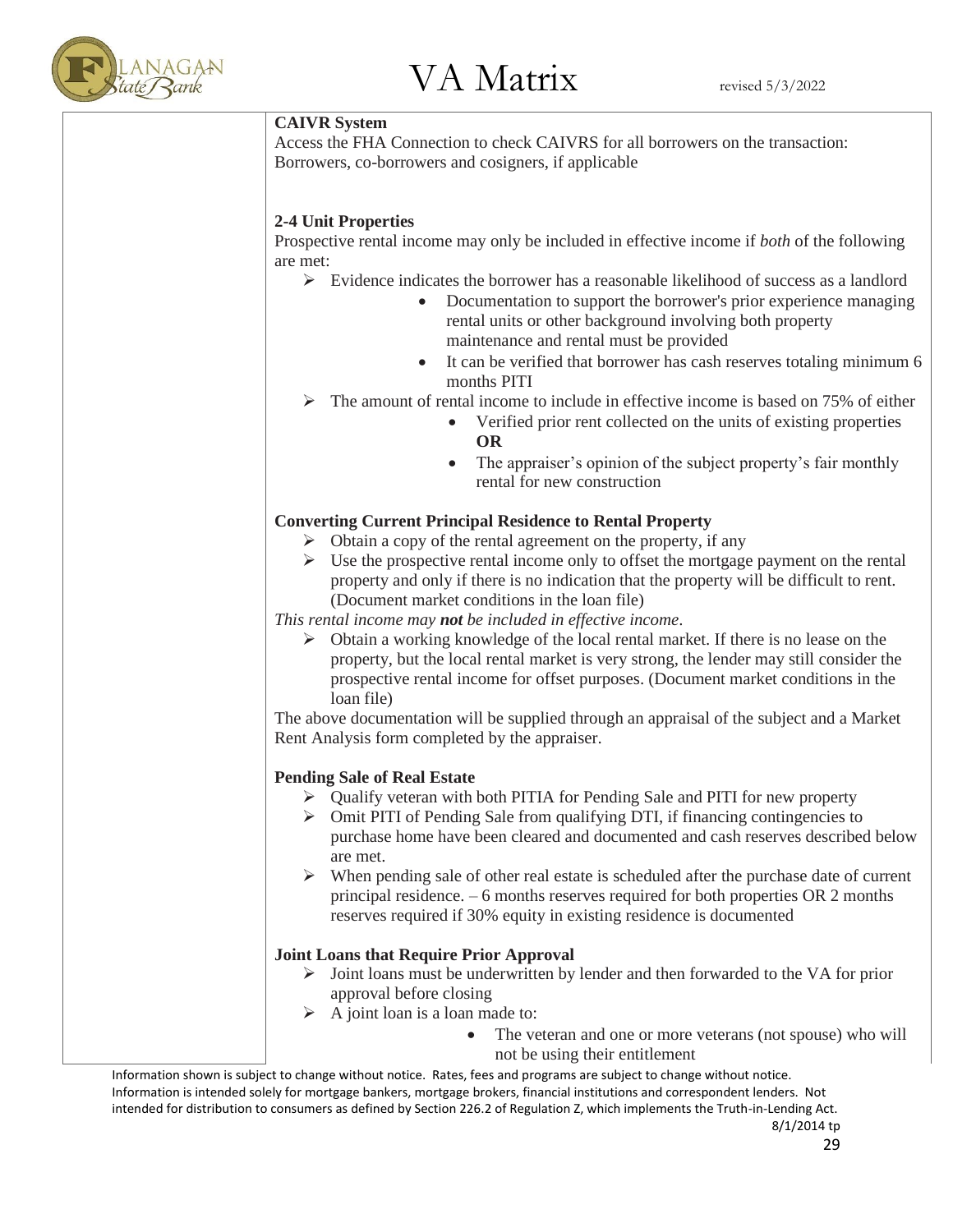**CAIVR System**

Access the FHA Connection to check CAIVRS for all borrowers on the transaction: Borrowers, co-borrowers and cosigners, if applicable

**2-4 Unit Properties**

Prospective rental income may only be included in effective income if *both* of the following are met:

- Evidence indicates the borrower has a reasonable likelihood of success as a landlord
  - Documentation to support the borrower's prior experience managing rental units or other background involving both property maintenance and rental must be provided
  - It can be verified that borrower has cash reserves totaling minimum 6 months PITI
- The amount of rental income to include in effective income is based on 75% of either
  - Verified prior rent collected on the units of existing properties **OR**
  - The appraiser's opinion of the subject property's fair monthly rental for new construction

**Converting Current Principal Residence to Rental Property**

- Obtain a copy of the rental agreement on the property, if any
- Use the prospective rental income only to offset the mortgage payment on the rental property and only if there is no indication that the property will be difficult to rent. (Document market conditions in the loan file)

*This rental income may **not** be included in effective income.*

- Obtain a working knowledge of the local rental market. If there is no lease on the property, but the local rental market is very strong, the lender may still consider the prospective rental income for offset purposes. (Document market conditions in the loan file)

The above documentation will be supplied through an appraisal of the subject and a Market Rent Analysis form completed by the appraiser.

**Pending Sale of Real Estate**

- Qualify veteran with both PITIA for Pending Sale and PITI for new property
- Omit PITI of Pending Sale from qualifying DTI, if financing contingencies to purchase home have been cleared and documented and cash reserves described below are met.
- When pending sale of other real estate is scheduled after the purchase date of current principal residence. – 6 months reserves required for both properties OR 2 months reserves required if 30% equity in existing residence is documented

**Joint Loans that Require Prior Approval**

- Joint loans must be underwritten by lender and then forwarded to the VA for prior approval before closing
- A joint loan is a loan made to:
  - The veteran and one or more veterans (not spouse) who will not be using their entitlement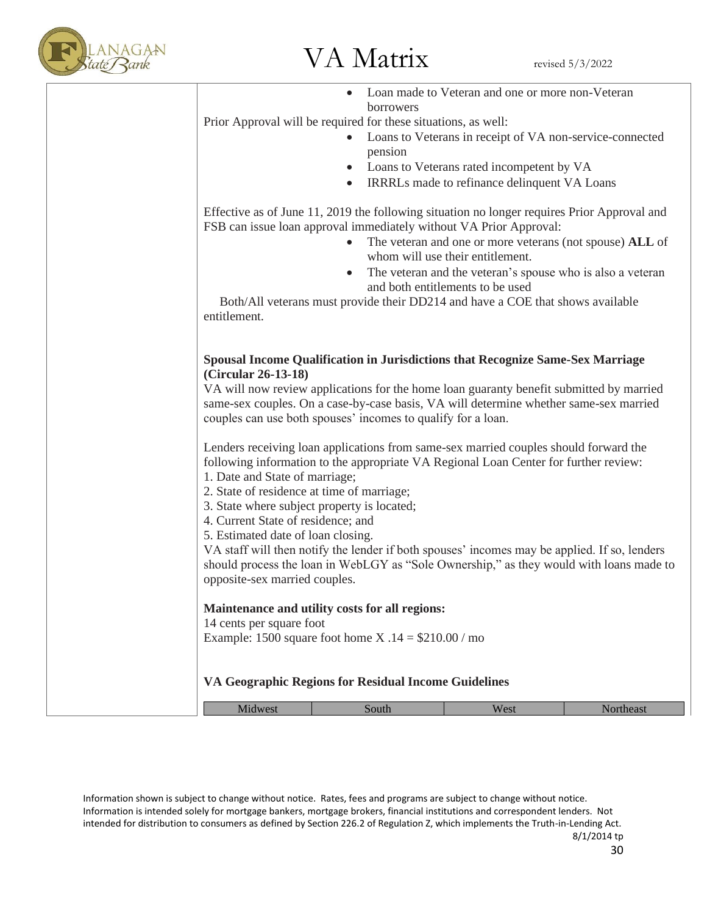- Loan made to Veteran and one or more non-Veteran borrowers

Prior Approval will be required for these situations, as well:

- Loans to Veterans in receipt of VA non-service-connected pension
- Loans to Veterans rated incompetent by VA
- IRRRLs made to refinance delinquent VA Loans

Effective as of June 11, 2019 the following situation no longer requires Prior Approval and FSB can issue loan approval immediately without VA Prior Approval:

- The veteran and one or more veterans (not spouse) **ALL** of whom will use their entitlement.
- The veteran and the veteran's spouse who is also a veteran and both entitlements to be used

Both/All veterans must provide their DD214 and have a COE that shows available entitlement.

**Spousal Income Qualification in Jurisdictions that Recognize Same-Sex Marriage (Circular 26-13-18)**

VA will now review applications for the home loan guaranty benefit submitted by married same-sex couples. On a case-by-case basis, VA will determine whether same-sex married couples can use both spouses' incomes to qualify for a loan.

Lenders receiving loan applications from same-sex married couples should forward the following information to the appropriate VA Regional Loan Center for further review:

1. Date and State of marriage;
2. State of residence at time of marriage;
3. State where subject property is located;
4. Current State of residence; and
5. Estimated date of loan closing.

VA staff will then notify the lender if both spouses' incomes may be applied. If so, lenders should process the loan in WebLGY as "Sole Ownership," as they would with loans made to opposite-sex married couples.

**Maintenance and utility costs for all regions:**

14 cents per square foot

Example: 1500 square foot home X .14 = $210.00 / mo

**VA Geographic Regions for Residual Income Guidelines**

| Midwest | South | West | Northeast |
|---|---|---|---|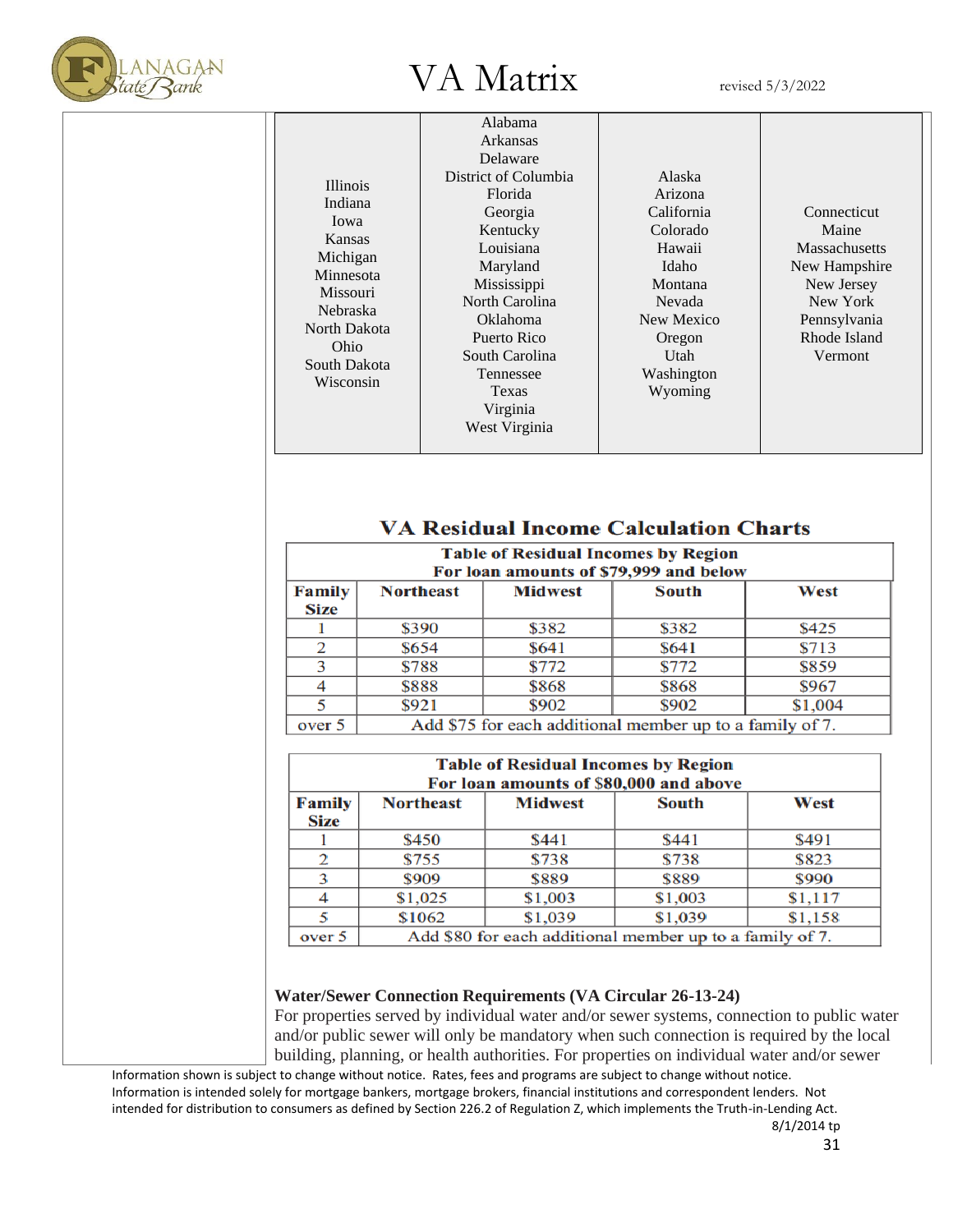# VA Matrix

revised 5/3/2022

| Illinois<br>Indiana<br>Iowa<br>Kansas<br>Michigan<br>Minnesota<br>Missouri<br>Nebraska<br>North Dakota<br>Ohio<br>South Dakota<br>Wisconsin | Alabama<br>Arkansas<br>Delaware<br>District of Columbia<br>Florida<br>Georgia<br>Kentucky<br>Louisiana<br>Maryland<br>Mississippi<br>North Carolina<br>Oklahoma<br>Puerto Rico<br>South Carolina<br>Tennessee<br>Texas<br>Virginia<br>West Virginia | Alaska<br>Arizona<br>California<br>Colorado<br>Hawaii<br>Idaho<br>Montana<br>Nevada<br>New Mexico<br>Oregon<br>Utah<br>Washington<br>Wyoming | Connecticut<br>Maine<br>Massachusetts<br>New Hampshire<br>New Jersey<br>New York<br>Pennsylvania<br>Rhode Island<br>Vermont |
|---|---|---|---|

## VA Residual Income Calculation Charts

**Table of Residual Incomes by Region**
**For loan amounts of $79,999 and below**

| Family Size | Northeast | Midwest | South | West |
|---|---|---|---|---|
| 1 | $390 | $382 | $382 | $425 |
| 2 | $654 | $641 | $641 | $713 |
| 3 | $788 | $772 | $772 | $859 |
| 4 | $888 | $868 | $868 | $967 |
| 5 | $921 | $902 | $902 | $1,004 |
| over 5 | Add $75 for each additional member up to a family of 7. | | | |

**Table of Residual Incomes by Region**
**For loan amounts of $80,000 and above**

| Family Size | Northeast | Midwest | South | West |
|---|---|---|---|---|
| 1 | $450 | $441 | $441 | $491 |
| 2 | $755 | $738 | $738 | $823 |
| 3 | $909 | $889 | $889 | $990 |
| 4 | $1,025 | $1,003 | $1,003 | $1,117 |
| 5 | $1062 | $1,039 | $1,039 | $1,158 |
| over 5 | Add $80 for each additional member up to a family of 7. | | | |

**Water/Sewer Connection Requirements (VA Circular 26-13-24)**

For properties served by individual water and/or sewer systems, connection to public water and/or public sewer will only be mandatory when such connection is required by the local building, planning, or health authorities. For properties on individual water and/or sewer

Information shown is subject to change without notice. Rates, fees and programs are subject to change without notice. Information is intended solely for mortgage bankers, mortgage brokers, financial institutions and correspondent lenders. Not intended for distribution to consumers as defined by Section 226.2 of Regulation Z, which implements the Truth-in-Lending Act.

8/1/2014 tp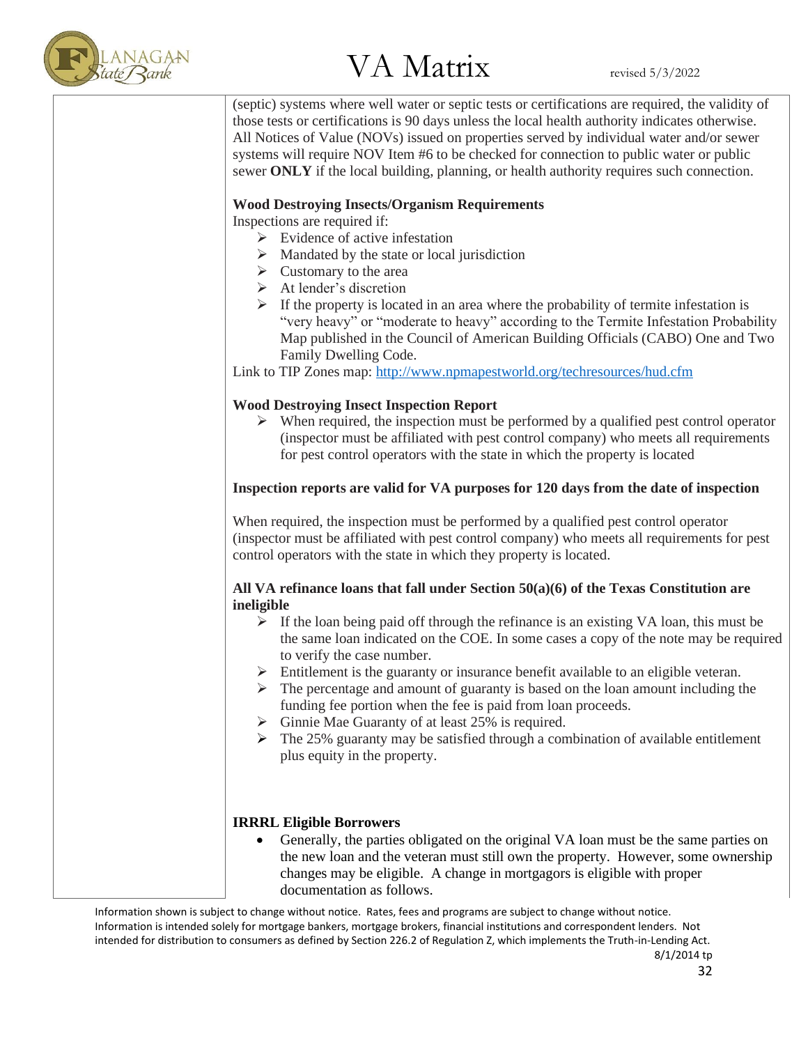(septic) systems where well water or septic tests or certifications are required, the validity of those tests or certifications is 90 days unless the local health authority indicates otherwise. All Notices of Value (NOVs) issued on properties served by individual water and/or sewer systems will require NOV Item #6 to be checked for connection to public water or public sewer **ONLY** if the local building, planning, or health authority requires such connection.

**Wood Destroying Insects/Organism Requirements**

Inspections are required if:

- Evidence of active infestation
- Mandated by the state or local jurisdiction
- Customary to the area
- At lender's discretion
- If the property is located in an area where the probability of termite infestation is "very heavy" or "moderate to heavy" according to the Termite Infestation Probability Map published in the Council of American Building Officials (CABO) One and Two Family Dwelling Code.

Link to TIP Zones map: [http://www.npmapestworld.org/techresources/hud.cfm](http://www.npmapestworld.org/techresources/hud.cfm)

**Wood Destroying Insect Inspection Report**

- When required, the inspection must be performed by a qualified pest control operator (inspector must be affiliated with pest control company) who meets all requirements for pest control operators with the state in which the property is located

**Inspection reports are valid for VA purposes for 120 days from the date of inspection**

When required, the inspection must be performed by a qualified pest control operator (inspector must be affiliated with pest control company) who meets all requirements for pest control operators with the state in which they property is located.

**All VA refinance loans that fall under Section 50(a)(6) of the Texas Constitution are ineligible**

- If the loan being paid off through the refinance is an existing VA loan, this must be the same loan indicated on the COE. In some cases a copy of the note may be required to verify the case number.
- Entitlement is the guaranty or insurance benefit available to an eligible veteran.
- The percentage and amount of guaranty is based on the loan amount including the funding fee portion when the fee is paid from loan proceeds.
- Ginnie Mae Guaranty of at least 25% is required.
- The 25% guaranty may be satisfied through a combination of available entitlement plus equity in the property.

**IRRRL Eligible Borrowers**

- Generally, the parties obligated on the original VA loan must be the same parties on the new loan and the veteran must still own the property. However, some ownership changes may be eligible. A change in mortgagors is eligible with proper documentation as follows.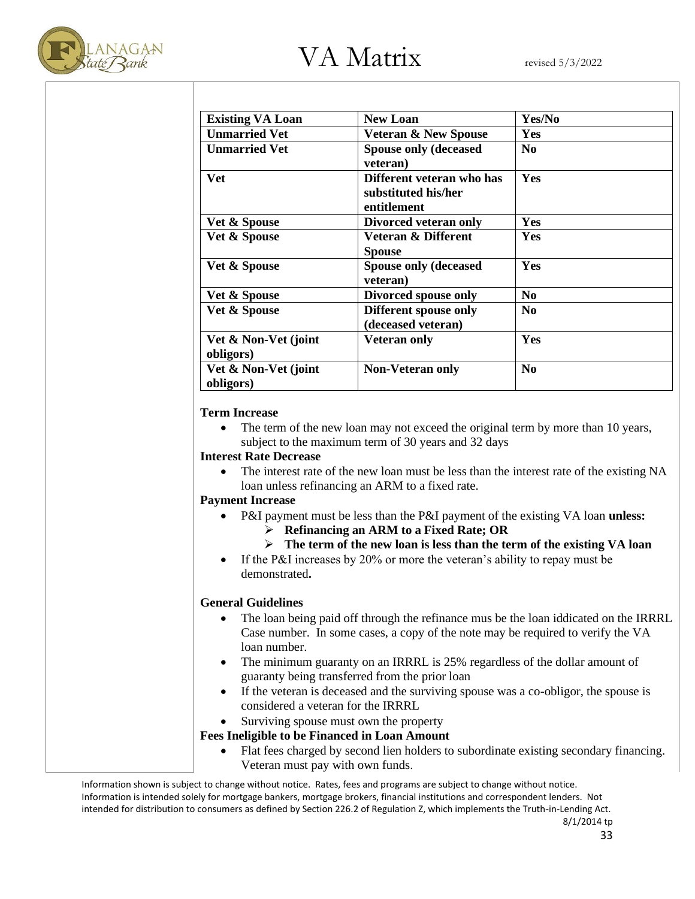| Existing VA Loan | New Loan | Yes/No |
|---|---|---|
| **Unmarried Vet** | **Veteran & New Spouse** | **Yes** |
| **Unmarried Vet** | **Spouse only (deceased veteran)** | **No** |
| **Vet** | **Different veteran who has substituted his/her entitlement** | **Yes** |
| **Vet & Spouse** | **Divorced veteran only** | **Yes** |
| **Vet & Spouse** | **Veteran & Different Spouse** | **Yes** |
| **Vet & Spouse** | **Spouse only (deceased veteran)** | **Yes** |
| **Vet & Spouse** | **Divorced spouse only** | **No** |
| **Vet & Spouse** | **Different spouse only (deceased veteran)** | **No** |
| **Vet & Non-Vet (joint obligors)** | **Veteran only** | **Yes** |
| **Vet & Non-Vet (joint obligors)** | **Non-Veteran only** | **No** |

**Term Increase**

- The term of the new loan may not exceed the original term by more than 10 years, subject to the maximum term of 30 years and 32 days

**Interest Rate Decrease**

- The interest rate of the new loan must be less than the interest rate of the existing NA loan unless refinancing an ARM to a fixed rate.

**Payment Increase**

- P&I payment must be less than the P&I payment of the existing VA loan **unless:**
  - **Refinancing an ARM to a Fixed Rate; OR**
  - **The term of the new loan is less than the term of the existing VA loan**
- If the P&I increases by 20% or more the veteran's ability to repay must be demonstrated**.**

**General Guidelines**

- The loan being paid off through the refinance mus be the loan iddicated on the IRRRL Case number. In some cases, a copy of the note may be required to verify the VA loan number.
- The minimum guaranty on an IRRRL is 25% regardless of the dollar amount of guaranty being transferred from the prior loan
- If the veteran is deceased and the surviving spouse was a co-obligor, the spouse is considered a veteran for the IRRRL
- Surviving spouse must own the property

**Fees Ineligible to be Financed in Loan Amount**

- Flat fees charged by second lien holders to subordinate existing secondary financing. Veteran must pay with own funds.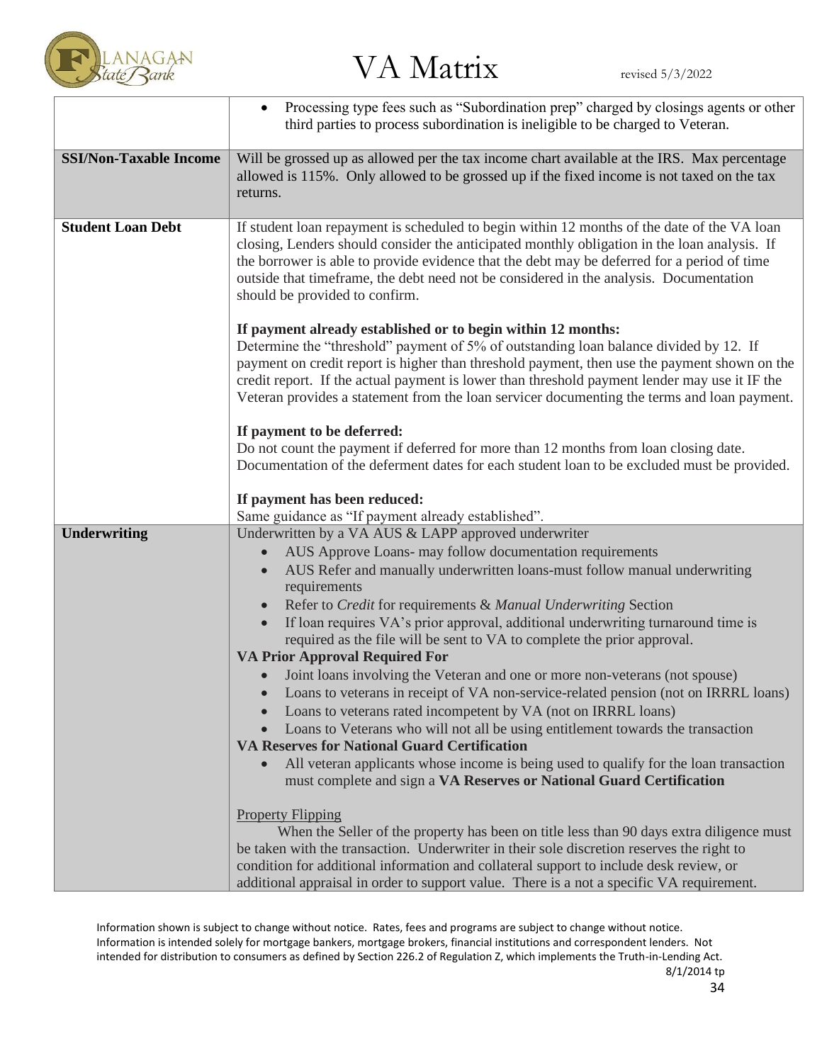| | |
|---|---|
| | • Processing type fees such as "Subordination prep" charged by closings agents or other third parties to process subordination is ineligible to be charged to Veteran. |
| **SSI/Non-Taxable Income** | Will be grossed up as allowed per the tax income chart available at the IRS. Max percentage allowed is 115%. Only allowed to be grossed up if the fixed income is not taxed on the tax returns. |
| **Student Loan Debt** | If student loan repayment is scheduled to begin within 12 months of the date of the VA loan closing, Lenders should consider the anticipated monthly obligation in the loan analysis. If the borrower is able to provide evidence that the debt may be deferred for a period of time outside that timeframe, the debt need not be considered in the analysis. Documentation should be provided to confirm.<br><br>**If payment already established or to begin within 12 months:**<br>Determine the "threshold" payment of 5% of outstanding loan balance divided by 12. If payment on credit report is higher than threshold payment, then use the payment shown on the credit report. If the actual payment is lower than threshold payment lender may use it IF the Veteran provides a statement from the loan servicer documenting the terms and loan payment.<br><br>**If payment to be deferred:**<br>Do not count the payment if deferred for more than 12 months from loan closing date. Documentation of the deferment dates for each student loan to be excluded must be provided.<br><br>**If payment has been reduced:**<br>Same guidance as "If payment already established". |
| **Underwriting** | Underwritten by a VA AUS & LAPP approved underwriter<br>• AUS Approve Loans- may follow documentation requirements<br>• AUS Refer and manually underwritten loans-must follow manual underwriting requirements<br>• Refer to *Credit* for requirements & *Manual Underwriting* Section<br>• If loan requires VA's prior approval, additional underwriting turnaround time is required as the file will be sent to VA to complete the prior approval.<br>**VA Prior Approval Required For**<br>• Joint loans involving the Veteran and one or more non-veterans (not spouse)<br>• Loans to veterans in receipt of VA non-service-related pension (not on IRRRL loans)<br>• Loans to veterans rated incompetent by VA (not on IRRRL loans)<br>• Loans to Veterans who will not all be using entitlement towards the transaction<br>**VA Reserves for National Guard Certification**<br>• All veteran applicants whose income is being used to qualify for the loan transaction must complete and sign a **VA Reserves or National Guard Certification**<br><br><u>Property Flipping</u><br>When the Seller of the property has been on title less than 90 days extra diligence must be taken with the transaction. Underwriter in their sole discretion reserves the right to condition for additional information and collateral support to include desk review, or additional appraisal in order to support value. There is a not a specific VA requirement. |

Information shown is subject to change without notice. Rates, fees and programs are subject to change without notice. Information is intended solely for mortgage bankers, mortgage brokers, financial institutions and correspondent lenders. Not intended for distribution to consumers as defined by Section 226.2 of Regulation Z, which implements the Truth-in-Lending Act.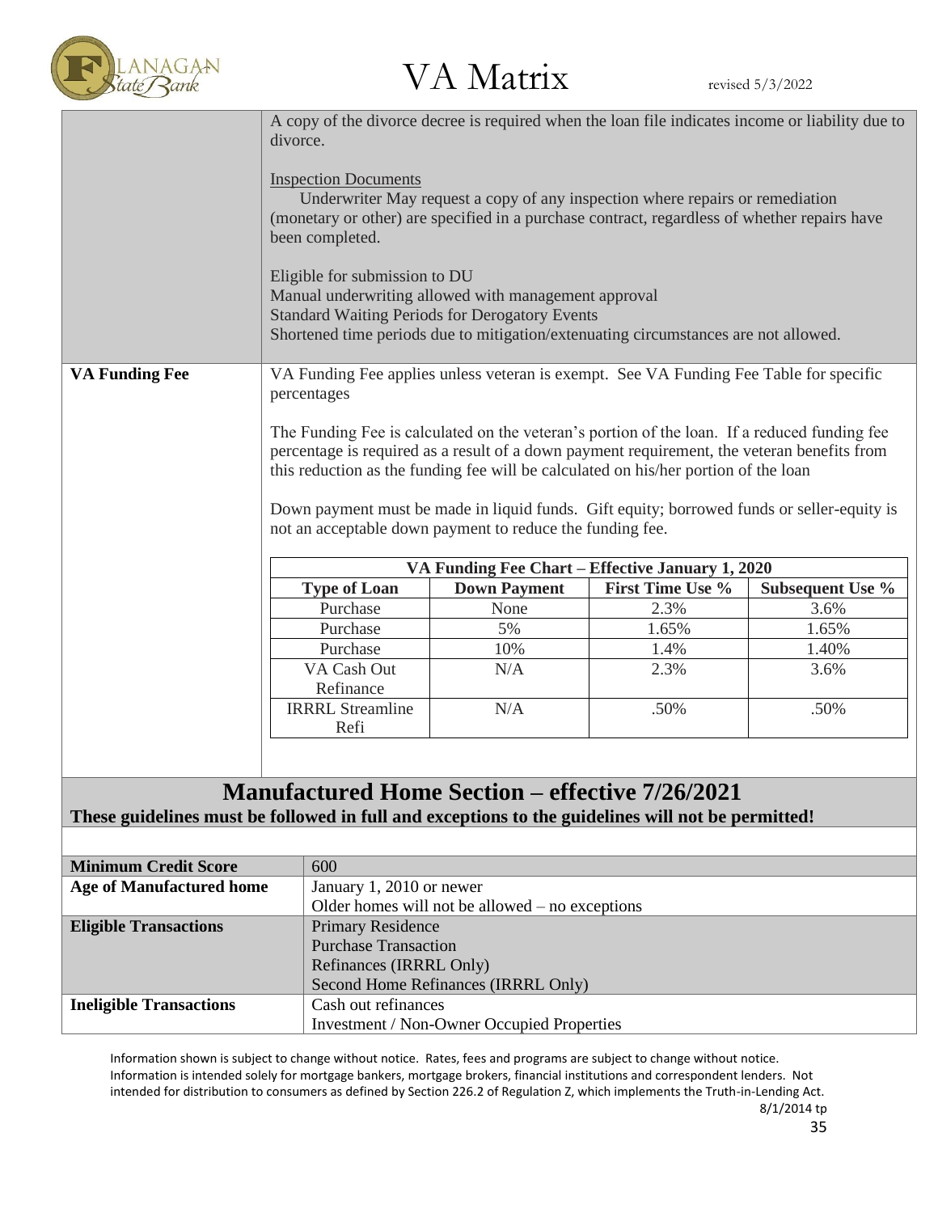| | |
|---|---|
| | A copy of the divorce decree is required when the loan file indicates income or liability due to divorce.<br><br>Inspection Documents<br>Underwriter May request a copy of any inspection where repairs or remediation (monetary or other) are specified in a purchase contract, regardless of whether repairs have been completed.<br><br>Eligible for submission to DU<br>Manual underwriting allowed with management approval<br>Standard Waiting Periods for Derogatory Events<br>Shortened time periods due to mitigation/extenuating circumstances are not allowed. |
| **VA Funding Fee** | VA Funding Fee applies unless veteran is exempt. See VA Funding Fee Table for specific percentages<br><br>The Funding Fee is calculated on the veteran's portion of the loan. If a reduced funding fee percentage is required as a result of a down payment requirement, the veteran benefits from this reduction as the funding fee will be calculated on his/her portion of the loan<br><br>Down payment must be made in liquid funds. Gift equity; borrowed funds or seller-equity is not an acceptable down payment to reduce the funding fee. |

| **VA Funding Fee Chart – Effective January 1, 2020** | | | |
|---|---|---|---|
| **Type of Loan** | **Down Payment** | **First Time Use %** | **Subsequent Use %** |
| Purchase | None | 2.3% | 3.6% |
| Purchase | 5% | 1.65% | 1.65% |
| Purchase | 10% | 1.4% | 1.40% |
| VA Cash Out Refinance | N/A | 2.3% | 3.6% |
| IRRRL Streamline Refi | N/A | .50% | .50% |

## Manufactured Home Section – effective 7/26/2021

**These guidelines must be followed in full and exceptions to the guidelines will not be permitted!**

| | |
|---|---|
| **Minimum Credit Score** | 600 |
| **Age of Manufactured home** | January 1, 2010 or newer<br>Older homes will not be allowed – no exceptions |
| **Eligible Transactions** | Primary Residence<br>Purchase Transaction<br>Refinances (IRRRL Only)<br>Second Home Refinances (IRRRL Only) |
| **Ineligible Transactions** | Cash out refinances<br>Investment / Non-Owner Occupied Properties |

Information shown is subject to change without notice. Rates, fees and programs are subject to change without notice. Information is intended solely for mortgage bankers, mortgage brokers, financial institutions and correspondent lenders. Not intended for distribution to consumers as defined by Section 226.2 of Regulation Z, which implements the Truth-in-Lending Act.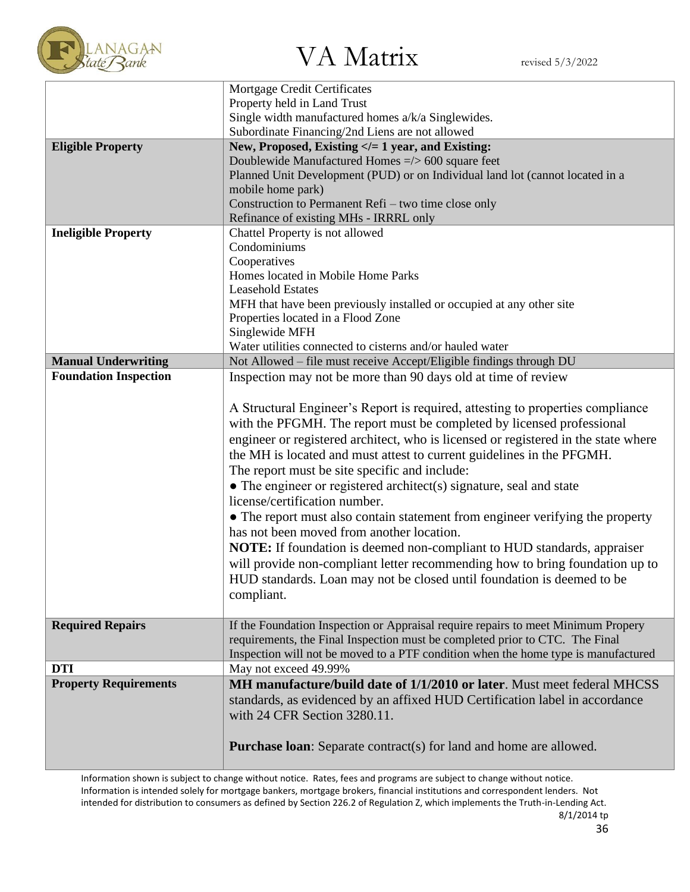# VA Matrix

revised 5/3/2022

| | |
|---|---|
| | Mortgage Credit Certificates<br>Property held in Land Trust<br>Single width manufactured homes a/k/a Singlewides.<br>Subordinate Financing/2nd Liens are not allowed |
| **Eligible Property** | **New, Proposed, Existing </= 1 year, and Existing:**<br>Doublewide Manufactured Homes =/> 600 square feet<br>Planned Unit Development (PUD) or on Individual land lot (cannot located in a mobile home park)<br>Construction to Permanent Refi – two time close only<br>Refinance of existing MHs - IRRRL only |
| **Ineligible Property** | Chattel Property is not allowed<br>Condominiums<br>Cooperatives<br>Homes located in Mobile Home Parks<br>Leasehold Estates<br>MFH that have been previously installed or occupied at any other site<br>Properties located in a Flood Zone<br>Singlewide MFH<br>Water utilities connected to cisterns and/or hauled water |
| **Manual Underwriting** | Not Allowed – file must receive Accept/Eligible findings through DU |
| **Foundation Inspection** | Inspection may not be more than 90 days old at time of review<br><br>A Structural Engineer's Report is required, attesting to properties compliance with the PFGMH. The report must be completed by licensed professional engineer or registered architect, who is licensed or registered in the state where the MH is located and must attest to current guidelines in the PFGMH.<br>The report must be site specific and include:<br>● The engineer or registered architect(s) signature, seal and state license/certification number.<br>● The report must also contain statement from engineer verifying the property has not been moved from another location.<br>**NOTE:** If foundation is deemed non-compliant to HUD standards, appraiser will provide non-compliant letter recommending how to bring foundation up to HUD standards. Loan may not be closed until foundation is deemed to be compliant. |
| **Required Repairs** | If the Foundation Inspection or Appraisal require repairs to meet Minimum Propery requirements, the Final Inspection must be completed prior to CTC. The Final Inspection will not be moved to a PTF condition when the home type is manufactured |
| **DTI** | May not exceed 49.99% |
| **Property Requirements** | **MH manufacture/build date of 1/1/2010 or later**. Must meet federal MHCSS standards, as evidenced by an affixed HUD Certification label in accordance with 24 CFR Section 3280.11.<br><br>**Purchase loan**: Separate contract(s) for land and home are allowed. |

Information shown is subject to change without notice. Rates, fees and programs are subject to change without notice. Information is intended solely for mortgage bankers, mortgage brokers, financial institutions and correspondent lenders. Not intended for distribution to consumers as defined by Section 226.2 of Regulation Z, which implements the Truth-in-Lending Act.

8/1/2014 tp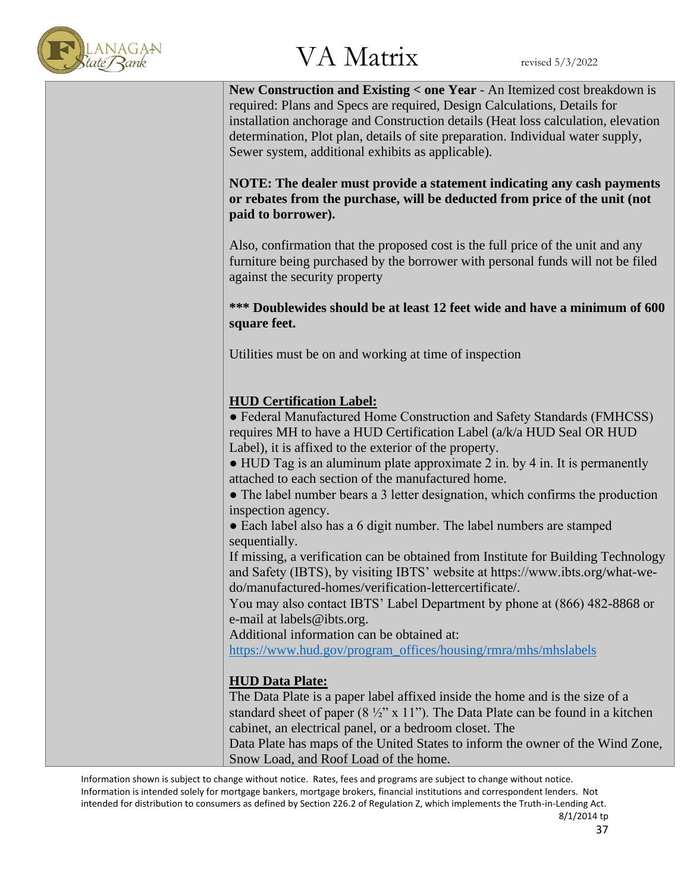**New Construction and Existing < one Year** - An Itemized cost breakdown is required: Plans and Specs are required, Design Calculations, Details for installation anchorage and Construction details (Heat loss calculation, elevation determination, Plot plan, details of site preparation. Individual water supply, Sewer system, additional exhibits as applicable).

**NOTE: The dealer must provide a statement indicating any cash payments or rebates from the purchase, will be deducted from price of the unit (not paid to borrower).**

Also, confirmation that the proposed cost is the full price of the unit and any furniture being purchased by the borrower with personal funds will not be filed against the security property

**\*\*\* Doublewides should be at least 12 feet wide and have a minimum of 600 square feet.**

Utilities must be on and working at time of inspection

**HUD Certification Label:**

- Federal Manufactured Home Construction and Safety Standards (FMHCSS) requires MH to have a HUD Certification Label (a/k/a HUD Seal OR HUD Label), it is affixed to the exterior of the property.
- HUD Tag is an aluminum plate approximate 2 in. by 4 in. It is permanently attached to each section of the manufactured home.
- The label number bears a 3 letter designation, which confirms the production inspection agency.
- Each label also has a 6 digit number. The label numbers are stamped sequentially.

If missing, a verification can be obtained from Institute for Building Technology and Safety (IBTS), by visiting IBTS' website at https://www.ibts.org/what-we-do/manufactured-homes/verification-lettercertificate/.

You may also contact IBTS' Label Department by phone at (866) 482-8868 or e-mail at labels@ibts.org.

Additional information can be obtained at:

https://www.hud.gov/program_offices/housing/rmra/mhs/mhslabels

**HUD Data Plate:**

The Data Plate is a paper label affixed inside the home and is the size of a standard sheet of paper (8 ½" x 11"). The Data Plate can be found in a kitchen cabinet, an electrical panel, or a bedroom closet. The Data Plate has maps of the United States to inform the owner of the Wind Zone, Snow Load, and Roof Load of the home.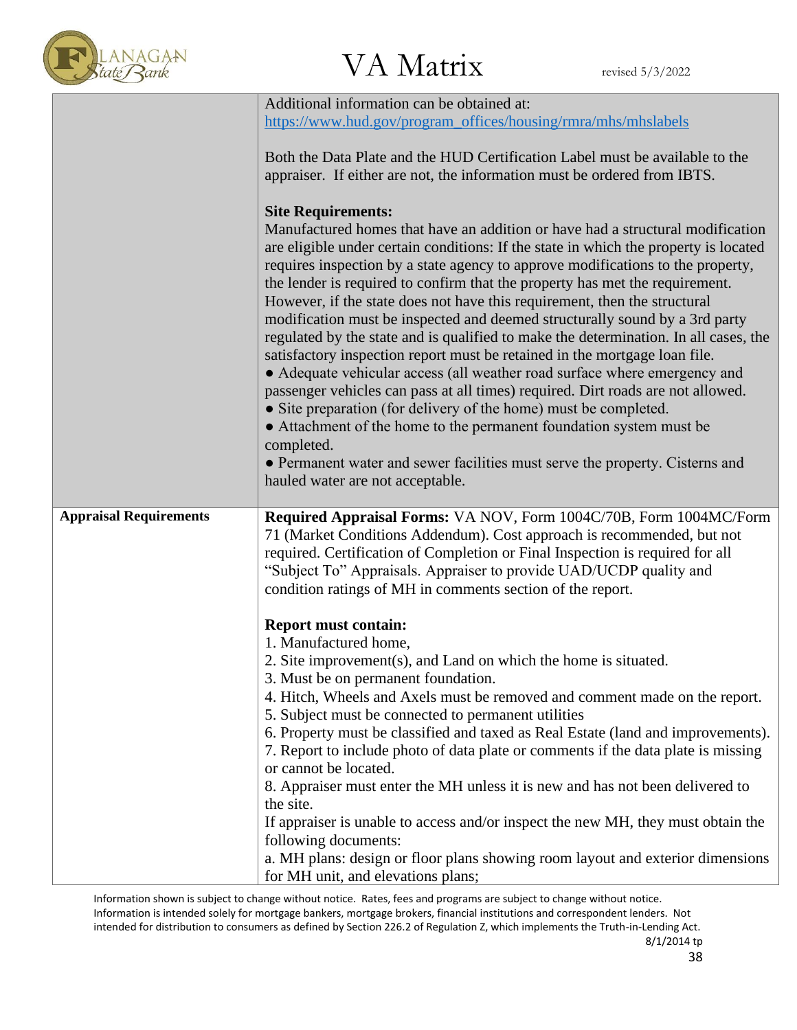| | |
|---|---|
| | Additional information can be obtained at: https://www.hud.gov/program_offices/housing/rmra/mhs/mhslabels<br><br>Both the Data Plate and the HUD Certification Label must be available to the appraiser. If either are not, the information must be ordered from IBTS.<br><br>**Site Requirements:**<br>Manufactured homes that have an addition or have had a structural modification are eligible under certain conditions: If the state in which the property is located requires inspection by a state agency to approve modifications to the property, the lender is required to confirm that the property has met the requirement. However, if the state does not have this requirement, then the structural modification must be inspected and deemed structurally sound by a 3rd party regulated by the state and is qualified to make the determination. In all cases, the satisfactory inspection report must be retained in the mortgage loan file.<br>● Adequate vehicular access (all weather road surface where emergency and passenger vehicles can pass at all times) required. Dirt roads are not allowed.<br>● Site preparation (for delivery of the home) must be completed.<br>● Attachment of the home to the permanent foundation system must be completed.<br>● Permanent water and sewer facilities must serve the property. Cisterns and hauled water are not acceptable. |
| **Appraisal Requirements** | **Required Appraisal Forms:** VA NOV, Form 1004C/70B, Form 1004MC/Form 71 (Market Conditions Addendum). Cost approach is recommended, but not required. Certification of Completion or Final Inspection is required for all "Subject To" Appraisals. Appraiser to provide UAD/UCDP quality and condition ratings of MH in comments section of the report.<br><br>**Report must contain:**<br>1. Manufactured home,<br>2. Site improvement(s), and Land on which the home is situated.<br>3. Must be on permanent foundation.<br>4. Hitch, Wheels and Axels must be removed and comment made on the report.<br>5. Subject must be connected to permanent utilities<br>6. Property must be classified and taxed as Real Estate (land and improvements).<br>7. Report to include photo of data plate or comments if the data plate is missing or cannot be located.<br>8. Appraiser must enter the MH unless it is new and has not been delivered to the site.<br>If appraiser is unable to access and/or inspect the new MH, they must obtain the following documents:<br>a. MH plans: design or floor plans showing room layout and exterior dimensions for MH unit, and elevations plans; |

Information shown is subject to change without notice. Rates, fees and programs are subject to change without notice. Information is intended solely for mortgage bankers, mortgage brokers, financial institutions and correspondent lenders. Not intended for distribution to consumers as defined by Section 226.2 of Regulation Z, which implements the Truth-in-Lending Act.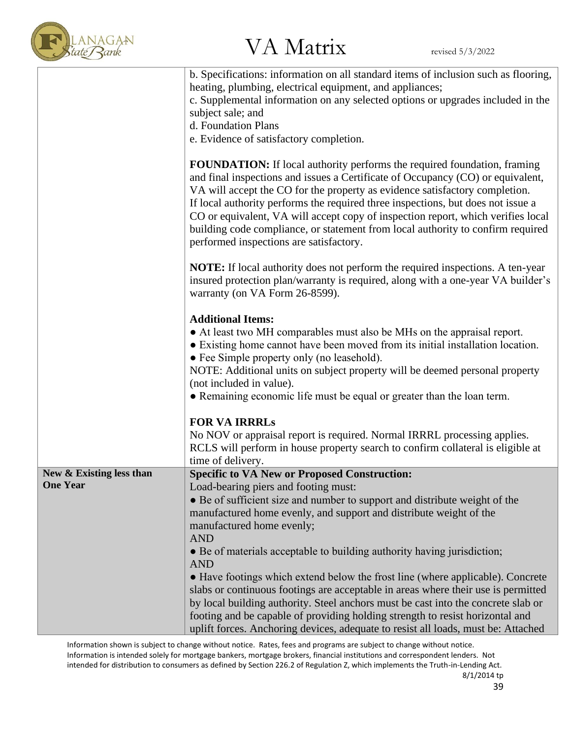| | |
|---|---|
| | b. Specifications: information on all standard items of inclusion such as flooring, heating, plumbing, electrical equipment, and appliances;<br>c. Supplemental information on any selected options or upgrades included in the subject sale; and<br>d. Foundation Plans<br>e. Evidence of satisfactory completion.<br><br>**FOUNDATION:** If local authority performs the required foundation, framing and final inspections and issues a Certificate of Occupancy (CO) or equivalent, VA will accept the CO for the property as evidence satisfactory completion. If local authority performs the required three inspections, but does not issue a CO or equivalent, VA will accept copy of inspection report, which verifies local building code compliance, or statement from local authority to confirm required performed inspections are satisfactory.<br><br>**NOTE:** If local authority does not perform the required inspections. A ten-year insured protection plan/warranty is required, along with a one-year VA builder's warranty (on VA Form 26-8599).<br><br>**Additional Items:**<br>● At least two MH comparables must also be MHs on the appraisal report.<br>● Existing home cannot have been moved from its initial installation location.<br>● Fee Simple property only (no leasehold).<br>NOTE: Additional units on subject property will be deemed personal property (not included in value).<br>● Remaining economic life must be equal or greater than the loan term.<br><br>**FOR VA IRRRLs**<br>No NOV or appraisal report is required. Normal IRRRL processing applies. RCLS will perform in house property search to confirm collateral is eligible at time of delivery. |
| **New & Existing less than One Year** | **Specific to VA New or Proposed Construction:**<br>Load-bearing piers and footing must:<br>● Be of sufficient size and number to support and distribute weight of the manufactured home evenly, and support and distribute weight of the manufactured home evenly;<br>AND<br>● Be of materials acceptable to building authority having jurisdiction;<br>AND<br>● Have footings which extend below the frost line (where applicable). Concrete slabs or continuous footings are acceptable in areas where their use is permitted by local building authority. Steel anchors must be cast into the concrete slab or footing and be capable of providing holding strength to resist horizontal and uplift forces. Anchoring devices, adequate to resist all loads, must be: Attached |

Information shown is subject to change without notice. Rates, fees and programs are subject to change without notice. Information is intended solely for mortgage bankers, mortgage brokers, financial institutions and correspondent lenders. Not intended for distribution to consumers as defined by Section 226.2 of Regulation Z, which implements the Truth-in-Lending Act.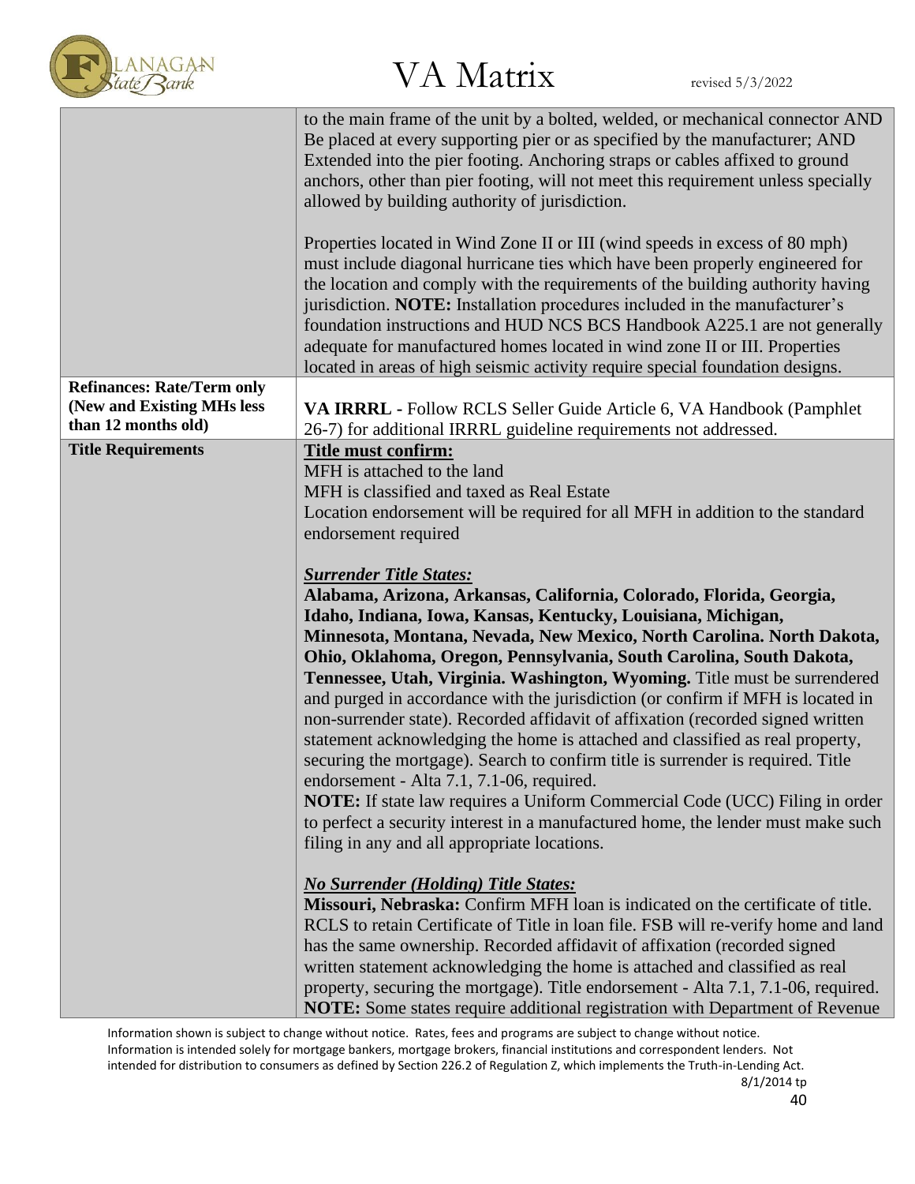| | |
|---|---|
| | to the main frame of the unit by a bolted, welded, or mechanical connector AND Be placed at every supporting pier or as specified by the manufacturer; AND Extended into the pier footing. Anchoring straps or cables affixed to ground anchors, other than pier footing, will not meet this requirement unless specially allowed by building authority of jurisdiction.<br><br>Properties located in Wind Zone II or III (wind speeds in excess of 80 mph) must include diagonal hurricane ties which have been properly engineered for the location and comply with the requirements of the building authority having jurisdiction. **NOTE:** Installation procedures included in the manufacturer's foundation instructions and HUD NCS BCS Handbook A225.1 are not generally adequate for manufactured homes located in wind zone II or III. Properties located in areas of high seismic activity require special foundation designs. |
| **Refinances: Rate/Term only (New and Existing MHs less than 12 months old)** | **VA IRRRL** - Follow RCLS Seller Guide Article 6, VA Handbook (Pamphlet 26-7) for additional IRRRL guideline requirements not addressed. |
| **Title Requirements** | **<u>Title must confirm:</u>**<br>MFH is attached to the land<br>MFH is classified and taxed as Real Estate<br>Location endorsement will be required for all MFH in addition to the standard endorsement required<br><br>***<u>Surrender Title States:</u>***<br>**Alabama, Arizona, Arkansas, California, Colorado, Florida, Georgia, Idaho, Indiana, Iowa, Kansas, Kentucky, Louisiana, Michigan, Minnesota, Montana, Nevada, New Mexico, North Carolina. North Dakota, Ohio, Oklahoma, Oregon, Pennsylvania, South Carolina, South Dakota, Tennessee, Utah, Virginia. Washington, Wyoming.** Title must be surrendered and purged in accordance with the jurisdiction (or confirm if MFH is located in non-surrender state). Recorded affidavit of affixation (recorded signed written statement acknowledging the home is attached and classified as real property, securing the mortgage). Search to confirm title is surrender is required. Title endorsement - Alta 7.1, 7.1-06, required.<br>**NOTE:** If state law requires a Uniform Commercial Code (UCC) Filing in order to perfect a security interest in a manufactured home, the lender must make such filing in any and all appropriate locations.<br><br>***<u>No Surrender (Holding) Title States:</u>***<br>**Missouri, Nebraska:** Confirm MFH loan is indicated on the certificate of title. RCLS to retain Certificate of Title in loan file. FSB will re-verify home and land has the same ownership. Recorded affidavit of affixation (recorded signed written statement acknowledging the home is attached and classified as real property, securing the mortgage). Title endorsement - Alta 7.1, 7.1-06, required.<br>**NOTE:** Some states require additional registration with Department of Revenue |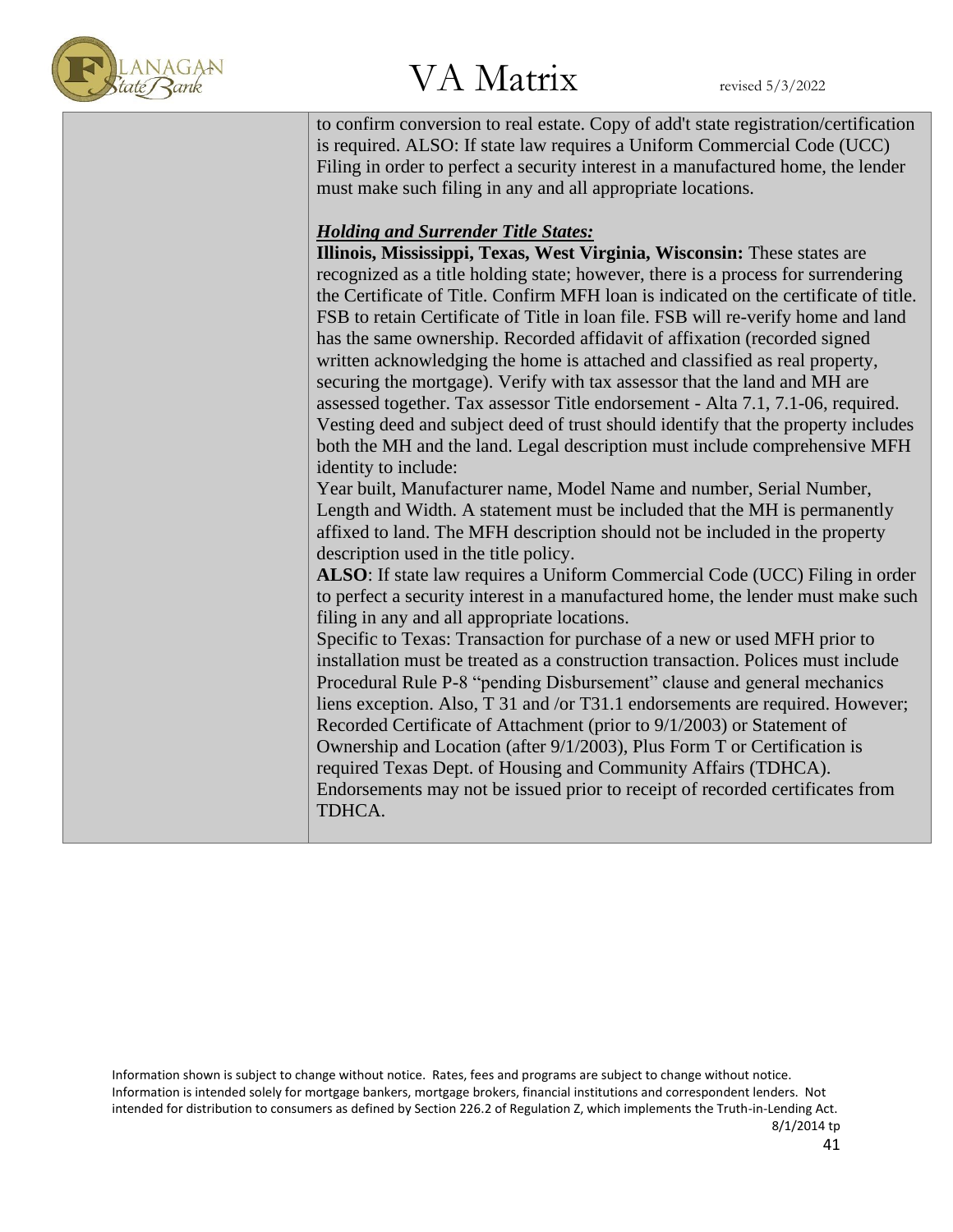| | |
|---|---|
| | to confirm conversion to real estate. Copy of add't state registration/certification is required. ALSO: If state law requires a Uniform Commercial Code (UCC) Filing in order to perfect a security interest in a manufactured home, the lender must make such filing in any and all appropriate locations.<br><br>***Holding and Surrender Title States:***<br>**Illinois, Mississippi, Texas, West Virginia, Wisconsin:** These states are recognized as a title holding state; however, there is a process for surrendering the Certificate of Title. Confirm MFH loan is indicated on the certificate of title. FSB to retain Certificate of Title in loan file. FSB will re-verify home and land has the same ownership. Recorded affidavit of affixation (recorded signed written acknowledging the home is attached and classified as real property, securing the mortgage). Verify with tax assessor that the land and MH are assessed together. Tax assessor Title endorsement - Alta 7.1, 7.1-06, required. Vesting deed and subject deed of trust should identify that the property includes both the MH and the land. Legal description must include comprehensive MFH identity to include:<br>Year built, Manufacturer name, Model Name and number, Serial Number, Length and Width. A statement must be included that the MH is permanently affixed to land. The MFH description should not be included in the property description used in the title policy.<br>**ALSO**: If state law requires a Uniform Commercial Code (UCC) Filing in order to perfect a security interest in a manufactured home, the lender must make such filing in any and all appropriate locations.<br>Specific to Texas: Transaction for purchase of a new or used MFH prior to installation must be treated as a construction transaction. Polices must include Procedural Rule P-8 "pending Disbursement" clause and general mechanics liens exception. Also, T 31 and /or T31.1 endorsements are required. However; Recorded Certificate of Attachment (prior to 9/1/2003) or Statement of Ownership and Location (after 9/1/2003), Plus Form T or Certification is required Texas Dept. of Housing and Community Affairs (TDHCA). Endorsements may not be issued prior to receipt of recorded certificates from TDHCA. |